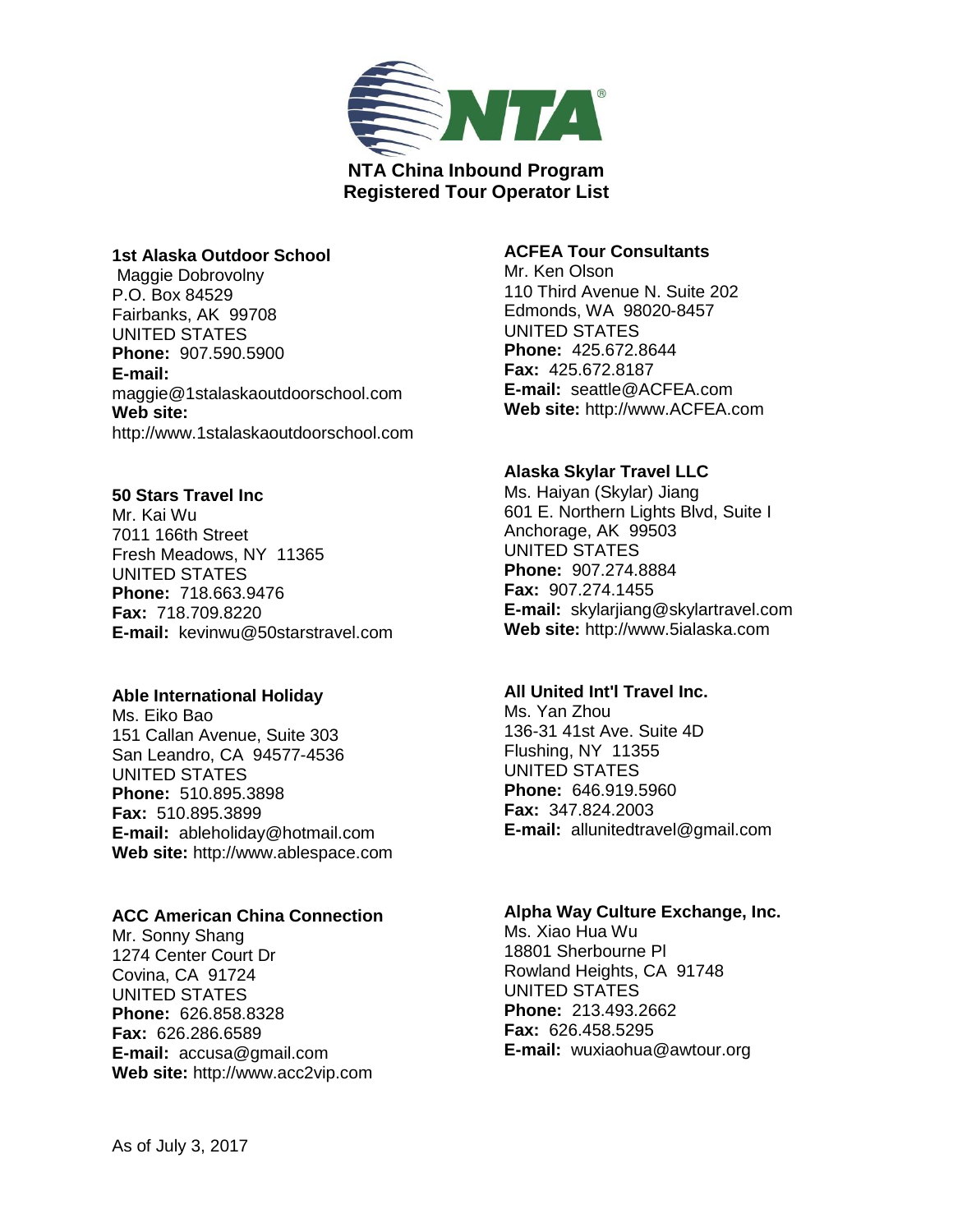# NTA China Inbound Program
## Registered Tour Operator List

**1st Alaska Outdoor School**
Maggie Dobrovolny
P.O. Box 84529
Fairbanks, AK 99708
UNITED STATES
**Phone:** 907.590.5900
**E-mail:**
maggie@1stalaskaoutdoorschool.com
**Web site:**
http://www.1stalaskaoutdoorschool.com

**50 Stars Travel Inc**
Mr. Kai Wu
7011 166th Street
Fresh Meadows, NY 11365
UNITED STATES
**Phone:** 718.663.9476
**Fax:** 718.709.8220
**E-mail:** kevinwu@50starstravel.com

**Able International Holiday**
Ms. Eiko Bao
151 Callan Avenue, Suite 303
San Leandro, CA 94577-4536
UNITED STATES
**Phone:** 510.895.3898
**Fax:** 510.895.3899
**E-mail:** ableholiday@hotmail.com
**Web site:** http://www.ablespace.com

**ACC American China Connection**
Mr. Sonny Shang
1274 Center Court Dr
Covina, CA 91724
UNITED STATES
**Phone:** 626.858.8328
**Fax:** 626.286.6589
**E-mail:** accusa@gmail.com
**Web site:** http://www.acc2vip.com

**ACFEA Tour Consultants**
Mr. Ken Olson
110 Third Avenue N. Suite 202
Edmonds, WA 98020-8457
UNITED STATES
**Phone:** 425.672.8644
**Fax:** 425.672.8187
**E-mail:** seattle@ACFEA.com
**Web site:** http://www.ACFEA.com

**Alaska Skylar Travel LLC**
Ms. Haiyan (Skylar) Jiang
601 E. Northern Lights Blvd, Suite I
Anchorage, AK 99503
UNITED STATES
**Phone:** 907.274.8884
**Fax:** 907.274.1455
**E-mail:** skylarjiang@skylartravel.com
**Web site:** http://www.5ialaska.com

**All United Int'l Travel Inc.**
Ms. Yan Zhou
136-31 41st Ave. Suite 4D
Flushing, NY 11355
UNITED STATES
**Phone:** 646.919.5960
**Fax:** 347.824.2003
**E-mail:** allunitedtravel@gmail.com

**Alpha Way Culture Exchange, Inc.**
Ms. Xiao Hua Wu
18801 Sherbourne Pl
Rowland Heights, CA 91748
UNITED STATES
**Phone:** 213.493.2662
**Fax:** 626.458.5295
**E-mail:** wuxiaohua@awtour.org

As of July 3, 2017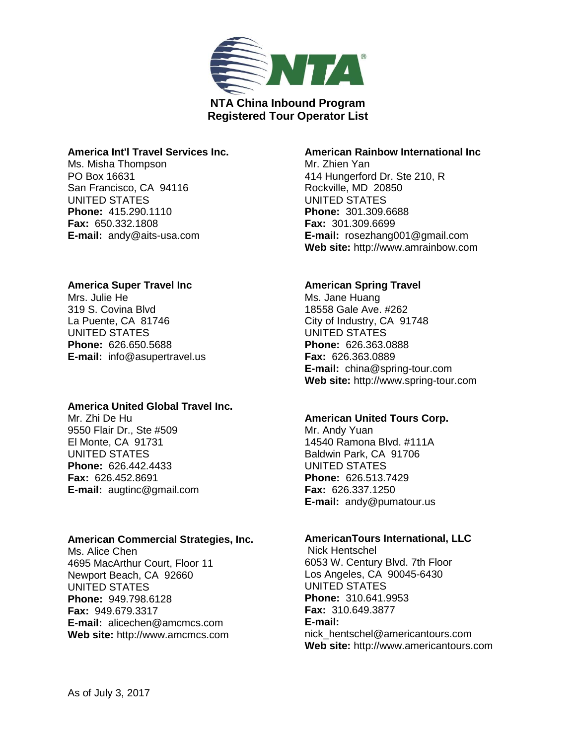# NTA China Inbound Program
## Registered Tour Operator List

**America Int'l Travel Services Inc.**
Ms. Misha Thompson
PO Box 16631
San Francisco, CA 94116
UNITED STATES
**Phone:** 415.290.1110
**Fax:** 650.332.1808
**E-mail:** andy@aits-usa.com

**America Super Travel Inc**
Mrs. Julie He
319 S. Covina Blvd
La Puente, CA 81746
UNITED STATES
**Phone:** 626.650.5688
**E-mail:** info@asupertravel.us

**America United Global Travel Inc.**
Mr. Zhi De Hu
9550 Flair Dr., Ste #509
El Monte, CA 91731
UNITED STATES
**Phone:** 626.442.4433
**Fax:** 626.452.8691
**E-mail:** augtinc@gmail.com

**American Commercial Strategies, Inc.**
Ms. Alice Chen
4695 MacArthur Court, Floor 11
Newport Beach, CA 92660
UNITED STATES
**Phone:** 949.798.6128
**Fax:** 949.679.3317
**E-mail:** alicechen@amcmcs.com
**Web site:** http://www.amcmcs.com

**American Rainbow International Inc**
Mr. Zhien Yan
414 Hungerford Dr. Ste 210, R
Rockville, MD 20850
UNITED STATES
**Phone:** 301.309.6688
**Fax:** 301.309.6699
**E-mail:** rosezhang001@gmail.com
**Web site:** http://www.amrainbow.com

**American Spring Travel**
Ms. Jane Huang
18558 Gale Ave. #262
City of Industry, CA 91748
UNITED STATES
**Phone:** 626.363.0888
**Fax:** 626.363.0889
**E-mail:** china@spring-tour.com
**Web site:** http://www.spring-tour.com

**American United Tours Corp.**
Mr. Andy Yuan
14540 Ramona Blvd. #111A
Baldwin Park, CA 91706
UNITED STATES
**Phone:** 626.513.7429
**Fax:** 626.337.1250
**E-mail:** andy@pumatour.us

**AmericanTours International, LLC**
Nick Hentschel
6053 W. Century Blvd. 7th Floor
Los Angeles, CA 90045-6430
UNITED STATES
**Phone:** 310.641.9953
**Fax:** 310.649.3877
**E-mail:** nick_hentschel@americantours.com
**Web site:** http://www.americantours.com

As of July 3, 2017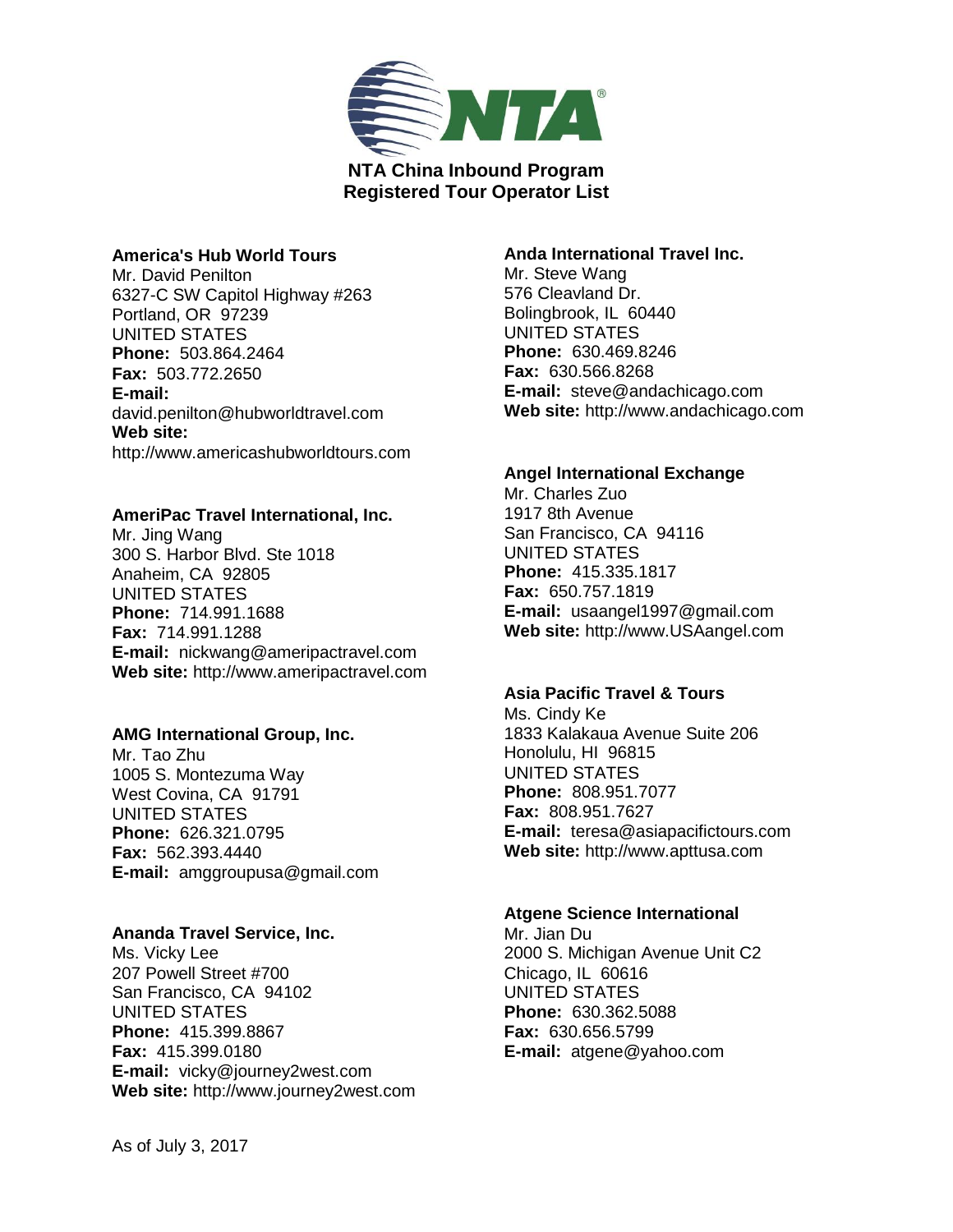# NTA China Inbound Program
## Registered Tour Operator List

### America's Hub World Tours
Mr. David Penilton
6327-C SW Capitol Highway #263
Portland, OR 97239
UNITED STATES
**Phone:** 503.864.2464
**Fax:** 503.772.2650
**E-mail:** david.penilton@hubworldtravel.com
**Web site:** http://www.americashubworldtours.com

### AmeriPac Travel International, Inc.
Mr. Jing Wang
300 S. Harbor Blvd. Ste 1018
Anaheim, CA 92805
UNITED STATES
**Phone:** 714.991.1688
**Fax:** 714.991.1288
**E-mail:** nickwang@ameripactravel.com
**Web site:** http://www.ameripactravel.com

### AMG International Group, Inc.
Mr. Tao Zhu
1005 S. Montezuma Way
West Covina, CA 91791
UNITED STATES
**Phone:** 626.321.0795
**Fax:** 562.393.4440
**E-mail:** amggroupusa@gmail.com

### Ananda Travel Service, Inc.
Ms. Vicky Lee
207 Powell Street #700
San Francisco, CA 94102
UNITED STATES
**Phone:** 415.399.8867
**Fax:** 415.399.0180
**E-mail:** vicky@journey2west.com
**Web site:** http://www.journey2west.com

### Anda International Travel Inc.
Mr. Steve Wang
576 Cleavland Dr.
Bolingbrook, IL 60440
UNITED STATES
**Phone:** 630.469.8246
**Fax:** 630.566.8268
**E-mail:** steve@andachicago.com
**Web site:** http://www.andachicago.com

### Angel International Exchange
Mr. Charles Zuo
1917 8th Avenue
San Francisco, CA 94116
UNITED STATES
**Phone:** 415.335.1817
**Fax:** 650.757.1819
**E-mail:** usaangel1997@gmail.com
**Web site:** http://www.USAangel.com

### Asia Pacific Travel & Tours
Ms. Cindy Ke
1833 Kalakaua Avenue Suite 206
Honolulu, HI 96815
UNITED STATES
**Phone:** 808.951.7077
**Fax:** 808.951.7627
**E-mail:** teresa@asiapacifictours.com
**Web site:** http://www.apttusa.com

### Atgene Science International
Mr. Jian Du
2000 S. Michigan Avenue Unit C2
Chicago, IL 60616
UNITED STATES
**Phone:** 630.362.5088
**Fax:** 630.656.5799
**E-mail:** atgene@yahoo.com

As of July 3, 2017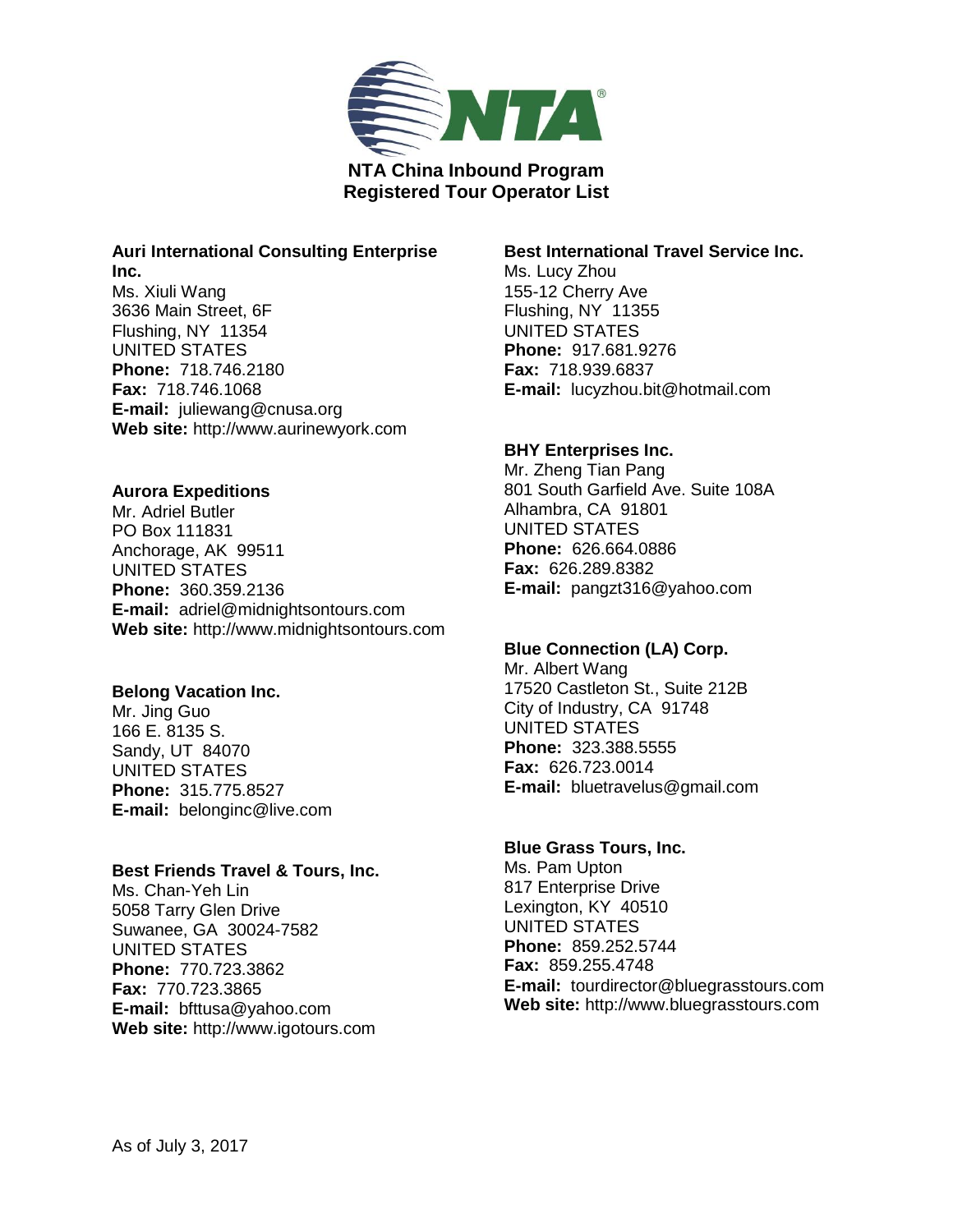**NTA China Inbound Program**
**Registered Tour Operator List**

**Auri International Consulting Enterprise Inc.**
Ms. Xiuli Wang
3636 Main Street, 6F
Flushing, NY 11354
UNITED STATES
**Phone:** 718.746.2180
**Fax:** 718.746.1068
**E-mail:** juliewang@cnusa.org
**Web site:** http://www.aurinewyork.com

**Aurora Expeditions**
Mr. Adriel Butler
PO Box 111831
Anchorage, AK 99511
UNITED STATES
**Phone:** 360.359.2136
**E-mail:** adriel@midnightsontours.com
**Web site:** http://www.midnightsontours.com

**Belong Vacation Inc.**
Mr. Jing Guo
166 E. 8135 S.
Sandy, UT 84070
UNITED STATES
**Phone:** 315.775.8527
**E-mail:** belonginc@live.com

**Best Friends Travel & Tours, Inc.**
Ms. Chan-Yeh Lin
5058 Tarry Glen Drive
Suwanee, GA 30024-7582
UNITED STATES
**Phone:** 770.723.3862
**Fax:** 770.723.3865
**E-mail:** bfttusa@yahoo.com
**Web site:** http://www.igotours.com

**Best International Travel Service Inc.**
Ms. Lucy Zhou
155-12 Cherry Ave
Flushing, NY 11355
UNITED STATES
**Phone:** 917.681.9276
**Fax:** 718.939.6837
**E-mail:** lucyzhou.bit@hotmail.com

**BHY Enterprises Inc.**
Mr. Zheng Tian Pang
801 South Garfield Ave. Suite 108A
Alhambra, CA 91801
UNITED STATES
**Phone:** 626.664.0886
**Fax:** 626.289.8382
**E-mail:** pangzt316@yahoo.com

**Blue Connection (LA) Corp.**
Mr. Albert Wang
17520 Castleton St., Suite 212B
City of Industry, CA 91748
UNITED STATES
**Phone:** 323.388.5555
**Fax:** 626.723.0014
**E-mail:** bluetravelus@gmail.com

**Blue Grass Tours, Inc.**
Ms. Pam Upton
817 Enterprise Drive
Lexington, KY 40510
UNITED STATES
**Phone:** 859.252.5744
**Fax:** 859.255.4748
**E-mail:** tourdirector@bluegrasstours.com
**Web site:** http://www.bluegrasstours.com

As of July 3, 2017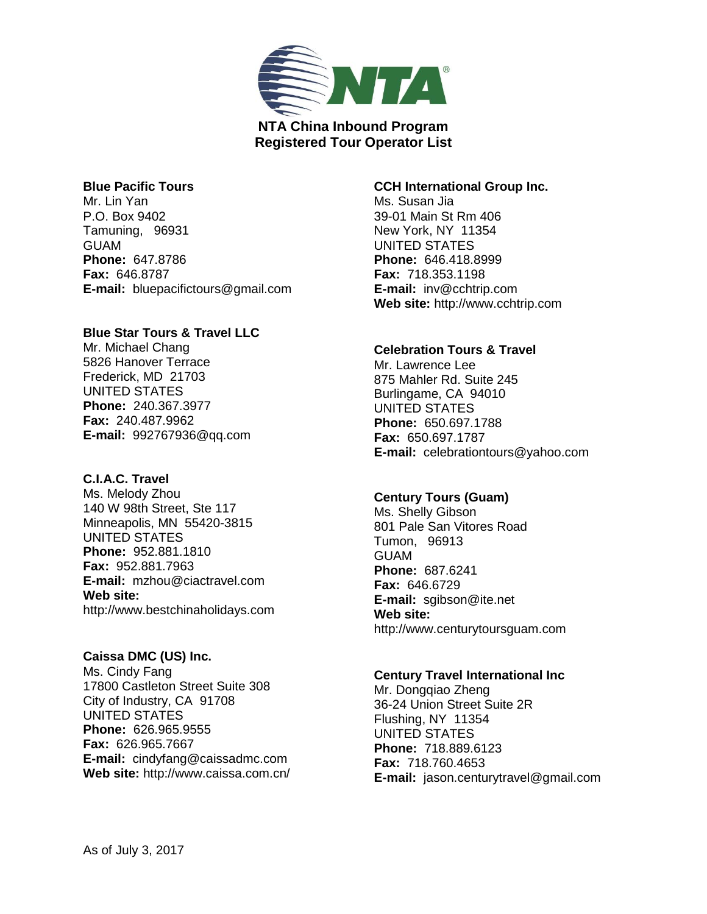**NTA China Inbound Program**
**Registered Tour Operator List**

**Blue Pacific Tours**
Mr. Lin Yan
P.O. Box 9402
Tamuning, 96931
GUAM
**Phone:** 647.8786
**Fax:** 646.8787
**E-mail:** bluepacifictours@gmail.com

**Blue Star Tours & Travel LLC**
Mr. Michael Chang
5826 Hanover Terrace
Frederick, MD 21703
UNITED STATES
**Phone:** 240.367.3977
**Fax:** 240.487.9962
**E-mail:** 992767936@qq.com

**C.I.A.C. Travel**
Ms. Melody Zhou
140 W 98th Street, Ste 117
Minneapolis, MN 55420-3815
UNITED STATES
**Phone:** 952.881.1810
**Fax:** 952.881.7963
**E-mail:** mzhou@ciactravel.com
**Web site:**
http://www.bestchinaholidays.com

**Caissa DMC (US) Inc.**
Ms. Cindy Fang
17800 Castleton Street Suite 308
City of Industry, CA 91708
UNITED STATES
**Phone:** 626.965.9555
**Fax:** 626.965.7667
**E-mail:** cindyfang@caissadmc.com
**Web site:** http://www.caissa.com.cn/

**CCH International Group Inc.**
Ms. Susan Jia
39-01 Main St Rm 406
New York, NY 11354
UNITED STATES
**Phone:** 646.418.8999
**Fax:** 718.353.1198
**E-mail:** inv@cchtrip.com
**Web site:** http://www.cchtrip.com

**Celebration Tours & Travel**
Mr. Lawrence Lee
875 Mahler Rd. Suite 245
Burlingame, CA 94010
UNITED STATES
**Phone:** 650.697.1788
**Fax:** 650.697.1787
**E-mail:** celebrationtours@yahoo.com

**Century Tours (Guam)**
Ms. Shelly Gibson
801 Pale San Vitores Road
Tumon, 96913
GUAM
**Phone:** 687.6241
**Fax:** 646.6729
**E-mail:** sgibson@ite.net
**Web site:**
http://www.centurytoursguam.com

**Century Travel International Inc**
Mr. Dongqiao Zheng
36-24 Union Street Suite 2R
Flushing, NY 11354
UNITED STATES
**Phone:** 718.889.6123
**Fax:** 718.760.4653
**E-mail:** jason.centurytravel@gmail.com

As of July 3, 2017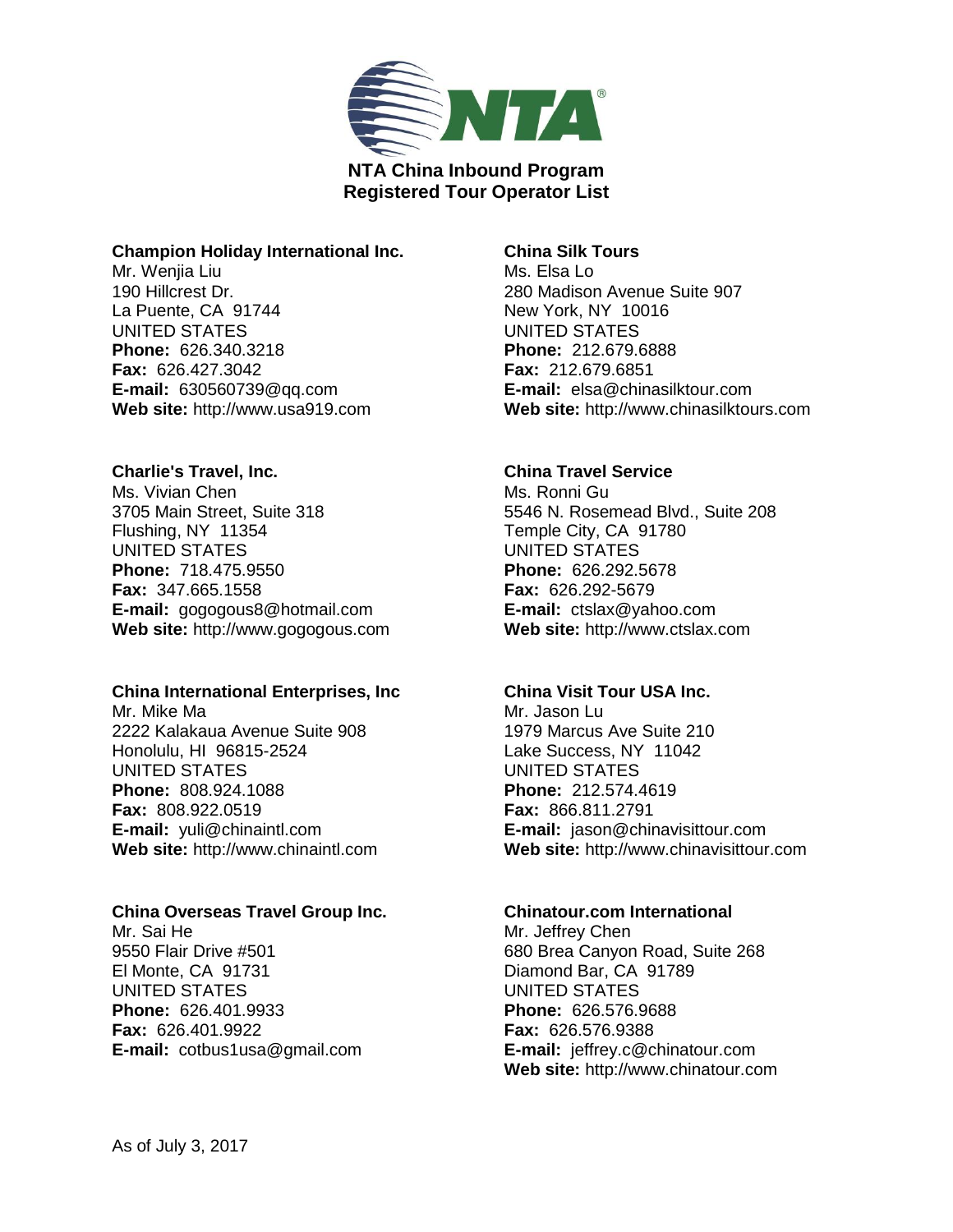**NTA China Inbound Program**
**Registered Tour Operator List**

**Champion Holiday International Inc.**
Mr. Wenjia Liu
190 Hillcrest Dr.
La Puente, CA 91744
UNITED STATES
**Phone:** 626.340.3218
**Fax:** 626.427.3042
**E-mail:** 630560739@qq.com
**Web site:** http://www.usa919.com

**Charlie's Travel, Inc.**
Ms. Vivian Chen
3705 Main Street, Suite 318
Flushing, NY 11354
UNITED STATES
**Phone:** 718.475.9550
**Fax:** 347.665.1558
**E-mail:** gogogous8@hotmail.com
**Web site:** http://www.gogogous.com

**China International Enterprises, Inc**
Mr. Mike Ma
2222 Kalakaua Avenue Suite 908
Honolulu, HI 96815-2524
UNITED STATES
**Phone:** 808.924.1088
**Fax:** 808.922.0519
**E-mail:** yuli@chinaintl.com
**Web site:** http://www.chinaintl.com

**China Overseas Travel Group Inc.**
Mr. Sai He
9550 Flair Drive #501
El Monte, CA 91731
UNITED STATES
**Phone:** 626.401.9933
**Fax:** 626.401.9922
**E-mail:** cotbus1usa@gmail.com

**China Silk Tours**
Ms. Elsa Lo
280 Madison Avenue Suite 907
New York, NY 10016
UNITED STATES
**Phone:** 212.679.6888
**Fax:** 212.679.6851
**E-mail:** elsa@chinasilktour.com
**Web site:** http://www.chinasilktours.com

**China Travel Service**
Ms. Ronni Gu
5546 N. Rosemead Blvd., Suite 208
Temple City, CA 91780
UNITED STATES
**Phone:** 626.292.5678
**Fax:** 626.292-5679
**E-mail:** ctslax@yahoo.com
**Web site:** http://www.ctslax.com

**China Visit Tour USA Inc.**
Mr. Jason Lu
1979 Marcus Ave Suite 210
Lake Success, NY 11042
UNITED STATES
**Phone:** 212.574.4619
**Fax:** 866.811.2791
**E-mail:** jason@chinavisittour.com
**Web site:** http://www.chinavisittour.com

**Chinatour.com International**
Mr. Jeffrey Chen
680 Brea Canyon Road, Suite 268
Diamond Bar, CA 91789
UNITED STATES
**Phone:** 626.576.9688
**Fax:** 626.576.9388
**E-mail:** jeffrey.c@chinatour.com
**Web site:** http://www.chinatour.com

As of July 3, 2017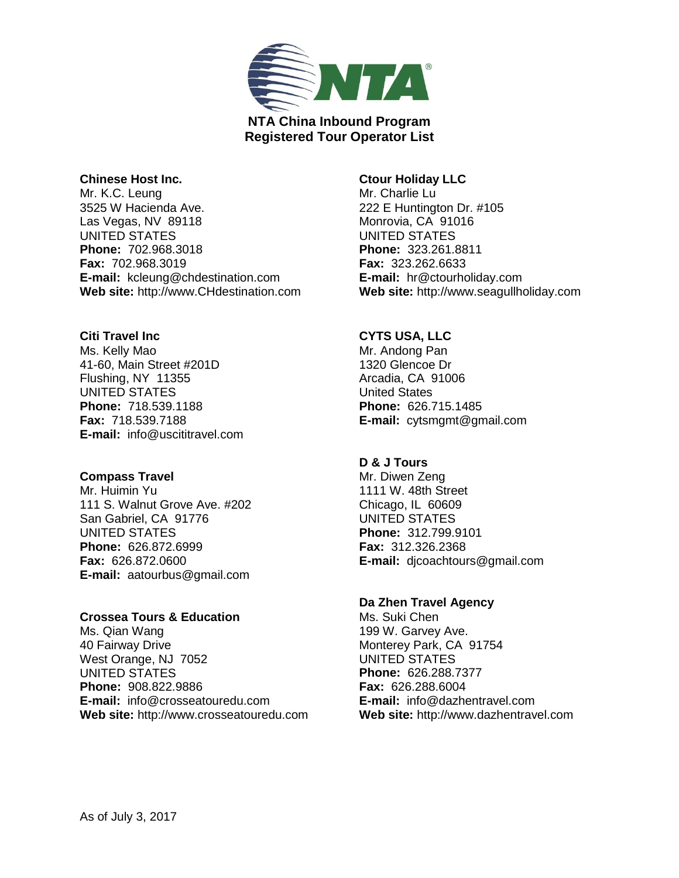**NTA China Inbound Program**
**Registered Tour Operator List**

**Chinese Host Inc.**
Mr. K.C. Leung
3525 W Hacienda Ave.
Las Vegas, NV 89118
UNITED STATES
**Phone:** 702.968.3018
**Fax:** 702.968.3019
**E-mail:** kcleung@chdestination.com
**Web site:** http://www.CHdestination.com

**Citi Travel Inc**
Ms. Kelly Mao
41-60, Main Street #201D
Flushing, NY 11355
UNITED STATES
**Phone:** 718.539.1188
**Fax:** 718.539.7188
**E-mail:** info@uscititravel.com

**Compass Travel**
Mr. Huimin Yu
111 S. Walnut Grove Ave. #202
San Gabriel, CA 91776
UNITED STATES
**Phone:** 626.872.6999
**Fax:** 626.872.0600
**E-mail:** aatourbus@gmail.com

**Crossea Tours & Education**
Ms. Qian Wang
40 Fairway Drive
West Orange, NJ 7052
UNITED STATES
**Phone:** 908.822.9886
**E-mail:** info@crosseatouredu.com
**Web site:** http://www.crosseatouredu.com

**Ctour Holiday LLC**
Mr. Charlie Lu
222 E Huntington Dr. #105
Monrovia, CA 91016
UNITED STATES
**Phone:** 323.261.8811
**Fax:** 323.262.6633
**E-mail:** hr@ctourholiday.com
**Web site:** http://www.seagullholiday.com

**CYTS USA, LLC**
Mr. Andong Pan
1320 Glencoe Dr
Arcadia, CA 91006
United States
**Phone:** 626.715.1485
**E-mail:** cytsmgmt@gmail.com

**D & J Tours**
Mr. Diwen Zeng
1111 W. 48th Street
Chicago, IL 60609
UNITED STATES
**Phone:** 312.799.9101
**Fax:** 312.326.2368
**E-mail:** djcoachtours@gmail.com

**Da Zhen Travel Agency**
Ms. Suki Chen
199 W. Garvey Ave.
Monterey Park, CA 91754
UNITED STATES
**Phone:** 626.288.7377
**Fax:** 626.288.6004
**E-mail:** info@dazhentravel.com
**Web site:** http://www.dazhentravel.com

As of July 3, 2017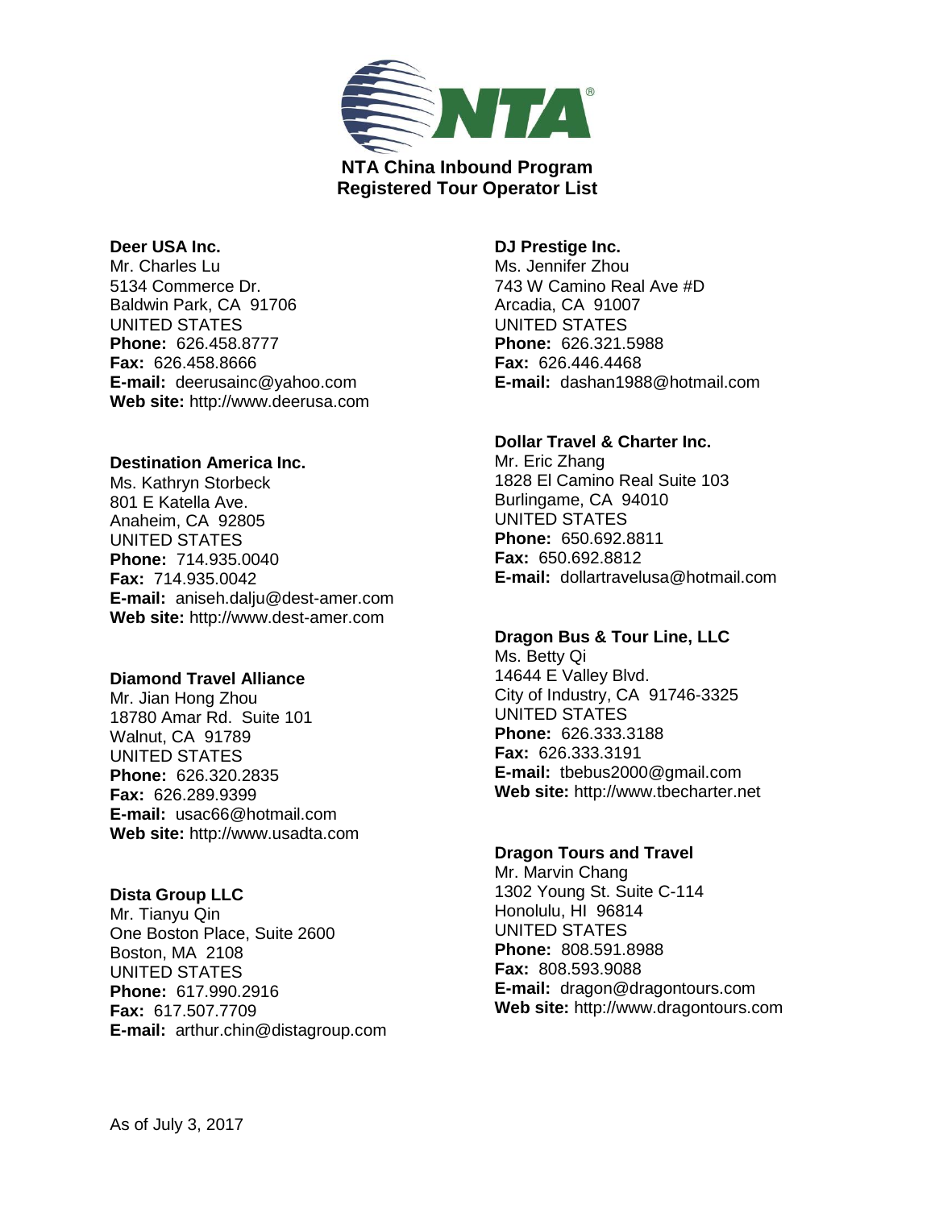# NTA China Inbound Program
## Registered Tour Operator List

**Deer USA Inc.**
Mr. Charles Lu
5134 Commerce Dr.
Baldwin Park, CA 91706
UNITED STATES
**Phone:** 626.458.8777
**Fax:** 626.458.8666
**E-mail:** deerusainc@yahoo.com
**Web site:** http://www.deerusa.com

**Destination America Inc.**
Ms. Kathryn Storbeck
801 E Katella Ave.
Anaheim, CA 92805
UNITED STATES
**Phone:** 714.935.0040
**Fax:** 714.935.0042
**E-mail:** aniseh.dalju@dest-amer.com
**Web site:** http://www.dest-amer.com

**Diamond Travel Alliance**
Mr. Jian Hong Zhou
18780 Amar Rd. Suite 101
Walnut, CA 91789
UNITED STATES
**Phone:** 626.320.2835
**Fax:** 626.289.9399
**E-mail:** usac66@hotmail.com
**Web site:** http://www.usadta.com

**Dista Group LLC**
Mr. Tianyu Qin
One Boston Place, Suite 2600
Boston, MA 2108
UNITED STATES
**Phone:** 617.990.2916
**Fax:** 617.507.7709
**E-mail:** arthur.chin@distagroup.com

**DJ Prestige Inc.**
Ms. Jennifer Zhou
743 W Camino Real Ave #D
Arcadia, CA 91007
UNITED STATES
**Phone:** 626.321.5988
**Fax:** 626.446.4468
**E-mail:** dashan1988@hotmail.com

**Dollar Travel & Charter Inc.**
Mr. Eric Zhang
1828 El Camino Real Suite 103
Burlingame, CA 94010
UNITED STATES
**Phone:** 650.692.8811
**Fax:** 650.692.8812
**E-mail:** dollartravelusa@hotmail.com

**Dragon Bus & Tour Line, LLC**
Ms. Betty Qi
14644 E Valley Blvd.
City of Industry, CA 91746-3325
UNITED STATES
**Phone:** 626.333.3188
**Fax:** 626.333.3191
**E-mail:** tbebus2000@gmail.com
**Web site:** http://www.tbecharter.net

**Dragon Tours and Travel**
Mr. Marvin Chang
1302 Young St. Suite C-114
Honolulu, HI 96814
UNITED STATES
**Phone:** 808.591.8988
**Fax:** 808.593.9088
**E-mail:** dragon@dragontours.com
**Web site:** http://www.dragontours.com

As of July 3, 2017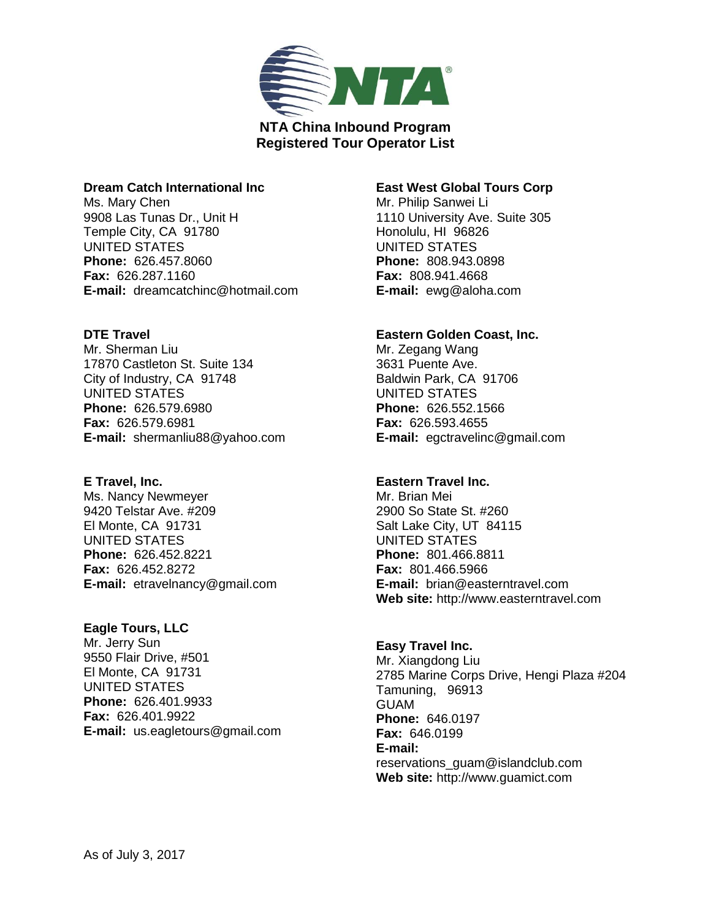**NTA China Inbound Program**
**Registered Tour Operator List**

**Dream Catch International Inc**
Ms. Mary Chen
9908 Las Tunas Dr., Unit H
Temple City, CA 91780
UNITED STATES
**Phone:** 626.457.8060
**Fax:** 626.287.1160
**E-mail:** dreamcatchinc@hotmail.com

**DTE Travel**
Mr. Sherman Liu
17870 Castleton St. Suite 134
City of Industry, CA 91748
UNITED STATES
**Phone:** 626.579.6980
**Fax:** 626.579.6981
**E-mail:** shermanliu88@yahoo.com

**E Travel, Inc.**
Ms. Nancy Newmeyer
9420 Telstar Ave. #209
El Monte, CA 91731
UNITED STATES
**Phone:** 626.452.8221
**Fax:** 626.452.8272
**E-mail:** etravelnancy@gmail.com

**Eagle Tours, LLC**
Mr. Jerry Sun
9550 Flair Drive, #501
El Monte, CA 91731
UNITED STATES
**Phone:** 626.401.9933
**Fax:** 626.401.9922
**E-mail:** us.eagletours@gmail.com

**East West Global Tours Corp**
Mr. Philip Sanwei Li
1110 University Ave. Suite 305
Honolulu, HI 96826
UNITED STATES
**Phone:** 808.943.0898
**Fax:** 808.941.4668
**E-mail:** ewg@aloha.com

**Eastern Golden Coast, Inc.**
Mr. Zegang Wang
3631 Puente Ave.
Baldwin Park, CA 91706
UNITED STATES
**Phone:** 626.552.1566
**Fax:** 626.593.4655
**E-mail:** egctravelinc@gmail.com

**Eastern Travel Inc.**
Mr. Brian Mei
2900 So State St. #260
Salt Lake City, UT 84115
UNITED STATES
**Phone:** 801.466.8811
**Fax:** 801.466.5966
**E-mail:** brian@easterntravel.com
**Web site:** http://www.easterntravel.com

**Easy Travel Inc.**
Mr. Xiangdong Liu
2785 Marine Corps Drive, Hengi Plaza #204
Tamuning, 96913
GUAM
**Phone:** 646.0197
**Fax:** 646.0199
**E-mail:**
reservations_guam@islandclub.com
**Web site:** http://www.guamict.com

As of July 3, 2017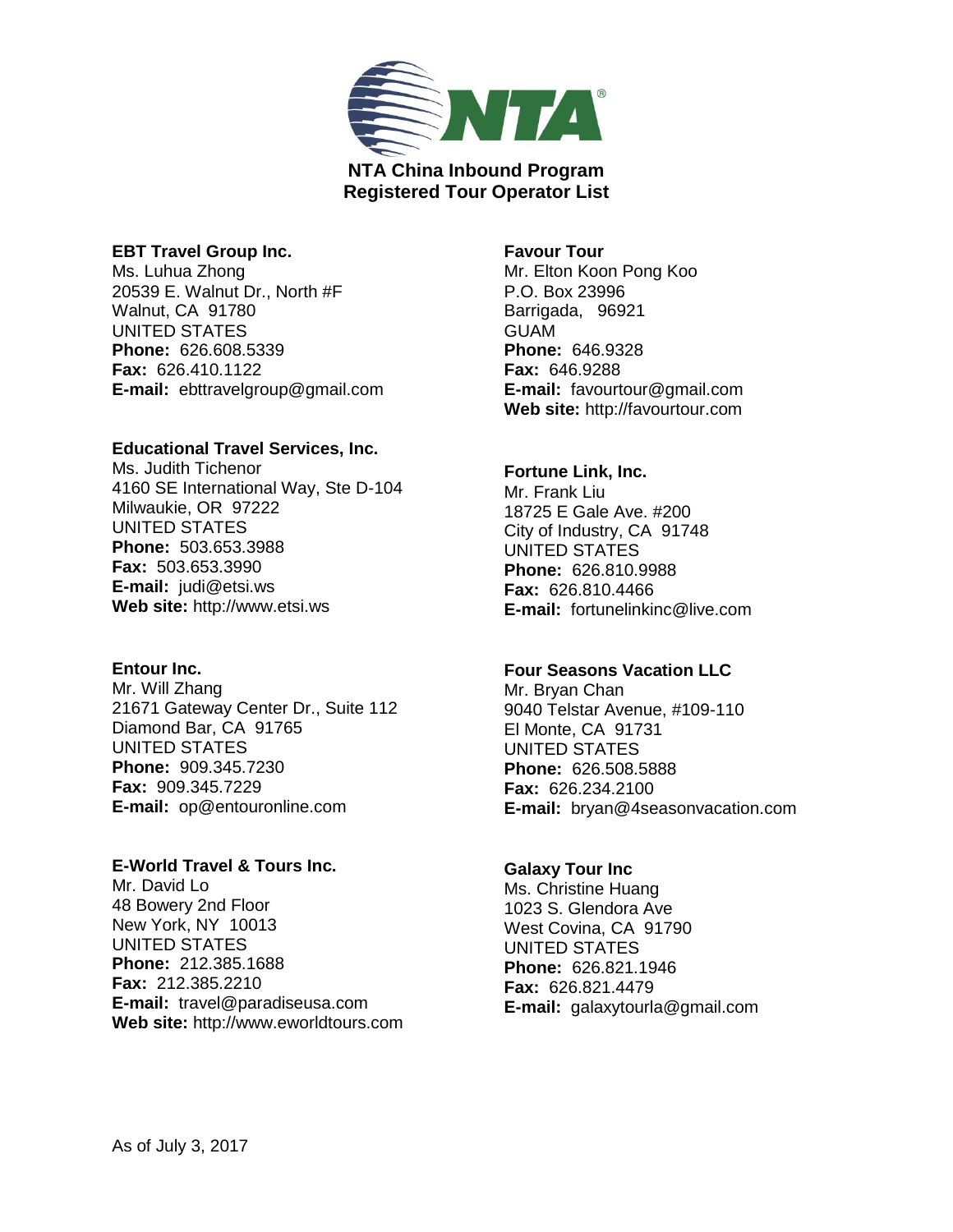**NTA China Inbound Program**
**Registered Tour Operator List**

**EBT Travel Group Inc.**
Ms. Luhua Zhong
20539 E. Walnut Dr., North #F
Walnut, CA 91780
UNITED STATES
**Phone:** 626.608.5339
**Fax:** 626.410.1122
**E-mail:** ebttravelgroup@gmail.com

**Educational Travel Services, Inc.**
Ms. Judith Tichenor
4160 SE International Way, Ste D-104
Milwaukie, OR 97222
UNITED STATES
**Phone:** 503.653.3988
**Fax:** 503.653.3990
**E-mail:** judi@etsi.ws
**Web site:** http://www.etsi.ws

**Entour Inc.**
Mr. Will Zhang
21671 Gateway Center Dr., Suite 112
Diamond Bar, CA 91765
UNITED STATES
**Phone:** 909.345.7230
**Fax:** 909.345.7229
**E-mail:** op@entouronline.com

**E-World Travel & Tours Inc.**
Mr. David Lo
48 Bowery 2nd Floor
New York, NY 10013
UNITED STATES
**Phone:** 212.385.1688
**Fax:** 212.385.2210
**E-mail:** travel@paradiseusa.com
**Web site:** http://www.eworldtours.com

**Favour Tour**
Mr. Elton Koon Pong Koo
P.O. Box 23996
Barrigada, 96921
GUAM
**Phone:** 646.9328
**Fax:** 646.9288
**E-mail:** favourtour@gmail.com
**Web site:** http://favourtour.com

**Fortune Link, Inc.**
Mr. Frank Liu
18725 E Gale Ave. #200
City of Industry, CA 91748
UNITED STATES
**Phone:** 626.810.9988
**Fax:** 626.810.4466
**E-mail:** fortunelinkinc@live.com

**Four Seasons Vacation LLC**
Mr. Bryan Chan
9040 Telstar Avenue, #109-110
El Monte, CA 91731
UNITED STATES
**Phone:** 626.508.5888
**Fax:** 626.234.2100
**E-mail:** bryan@4seasonvacation.com

**Galaxy Tour Inc**
Ms. Christine Huang
1023 S. Glendora Ave
West Covina, CA 91790
UNITED STATES
**Phone:** 626.821.1946
**Fax:** 626.821.4479
**E-mail:** galaxytourla@gmail.com

As of July 3, 2017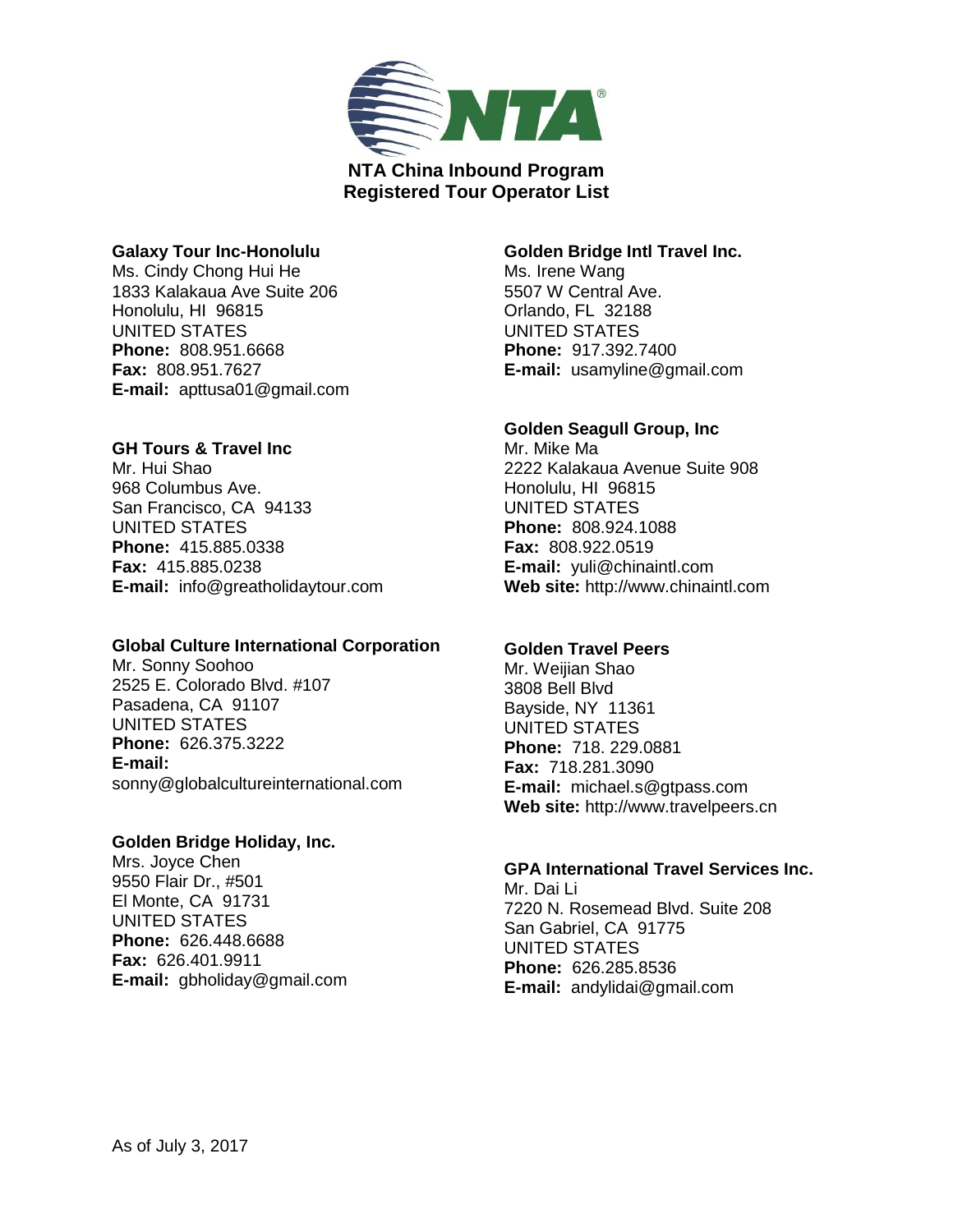# NTA China Inbound Program
## Registered Tour Operator List

**Galaxy Tour Inc-Honolulu**
Ms. Cindy Chong Hui He
1833 Kalakaua Ave Suite 206
Honolulu, HI 96815
UNITED STATES
**Phone:** 808.951.6668
**Fax:** 808.951.7627
**E-mail:** apttusa01@gmail.com

**GH Tours & Travel Inc**
Mr. Hui Shao
968 Columbus Ave.
San Francisco, CA 94133
UNITED STATES
**Phone:** 415.885.0338
**Fax:** 415.885.0238
**E-mail:** info@greatholidaytour.com

**Global Culture International Corporation**
Mr. Sonny Soohoo
2525 E. Colorado Blvd. #107
Pasadena, CA 91107
UNITED STATES
**Phone:** 626.375.3222
**E-mail:**
sonny@globalcultureinternational.com

**Golden Bridge Holiday, Inc.**
Mrs. Joyce Chen
9550 Flair Dr., #501
El Monte, CA 91731
UNITED STATES
**Phone:** 626.448.6688
**Fax:** 626.401.9911
**E-mail:** gbholiday@gmail.com

**Golden Bridge Intl Travel Inc.**
Ms. Irene Wang
5507 W Central Ave.
Orlando, FL 32188
UNITED STATES
**Phone:** 917.392.7400
**E-mail:** usamyline@gmail.com

**Golden Seagull Group, Inc**
Mr. Mike Ma
2222 Kalakaua Avenue Suite 908
Honolulu, HI 96815
UNITED STATES
**Phone:** 808.924.1088
**Fax:** 808.922.0519
**E-mail:** yuli@chinaintl.com
**Web site:** http://www.chinaintl.com

**Golden Travel Peers**
Mr. Weijian Shao
3808 Bell Blvd
Bayside, NY 11361
UNITED STATES
**Phone:** 718. 229.0881
**Fax:** 718.281.3090
**E-mail:** michael.s@gtpass.com
**Web site:** http://www.travelpeers.cn

**GPA International Travel Services Inc.**
Mr. Dai Li
7220 N. Rosemead Blvd. Suite 208
San Gabriel, CA 91775
UNITED STATES
**Phone:** 626.285.8536
**E-mail:** andylidai@gmail.com

As of July 3, 2017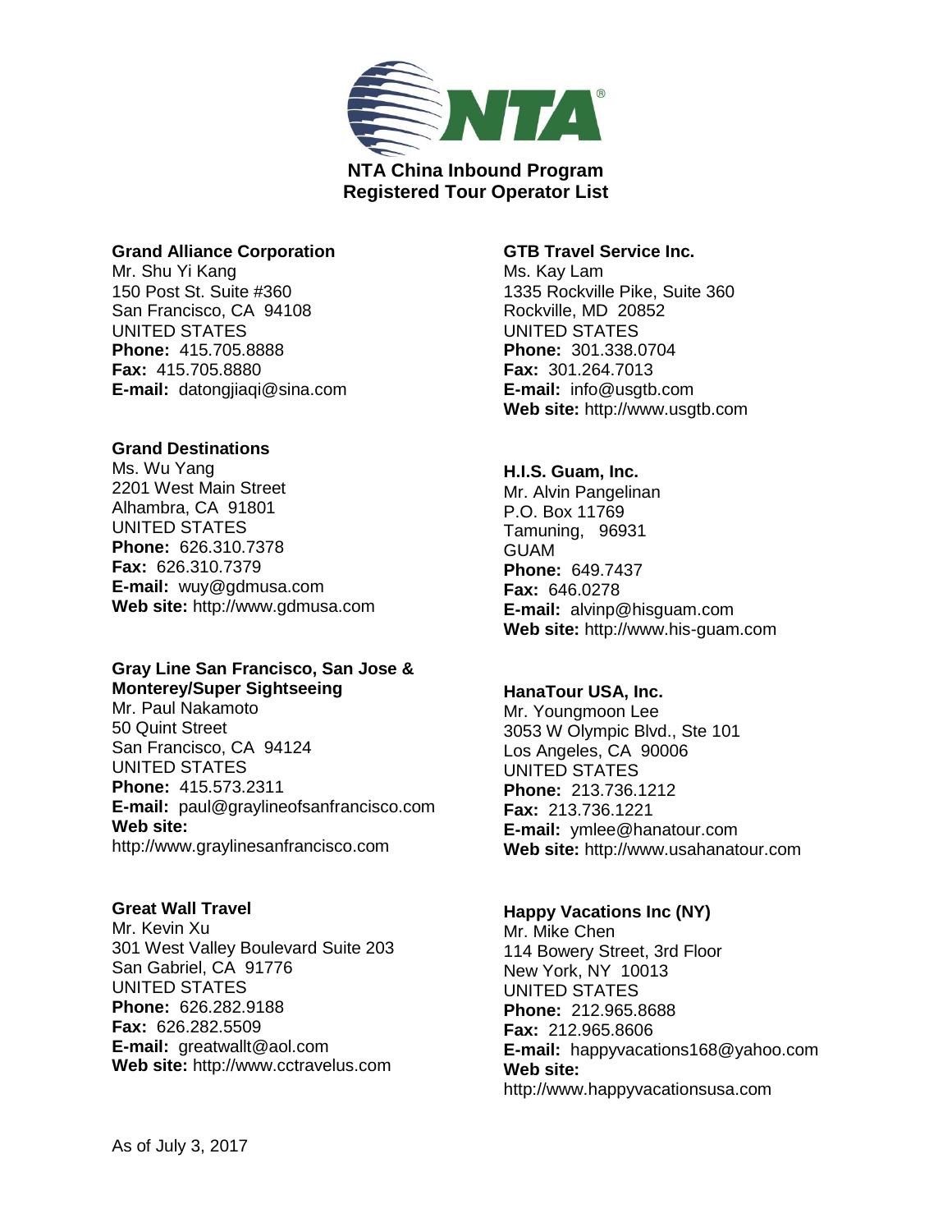# NTA China Inbound Program
## Registered Tour Operator List

**Grand Alliance Corporation**
Mr. Shu Yi Kang
150 Post St. Suite #360
San Francisco, CA 94108
UNITED STATES
**Phone:** 415.705.8888
**Fax:** 415.705.8880
**E-mail:** datongjiaqi@sina.com

**Grand Destinations**
Ms. Wu Yang
2201 West Main Street
Alhambra, CA 91801
UNITED STATES
**Phone:** 626.310.7378
**Fax:** 626.310.7379
**E-mail:** wuy@gdmusa.com
**Web site:** http://www.gdmusa.com

**Gray Line San Francisco, San Jose & Monterey/Super Sightseeing**
Mr. Paul Nakamoto
50 Quint Street
San Francisco, CA 94124
UNITED STATES
**Phone:** 415.573.2311
**E-mail:** paul@graylineofsanfrancisco.com
**Web site:** http://www.graylinesanfrancisco.com

**Great Wall Travel**
Mr. Kevin Xu
301 West Valley Boulevard Suite 203
San Gabriel, CA 91776
UNITED STATES
**Phone:** 626.282.9188
**Fax:** 626.282.5509
**E-mail:** greatwallt@aol.com
**Web site:** http://www.cctravelus.com

**GTB Travel Service Inc.**
Ms. Kay Lam
1335 Rockville Pike, Suite 360
Rockville, MD 20852
UNITED STATES
**Phone:** 301.338.0704
**Fax:** 301.264.7013
**E-mail:** info@usgtb.com
**Web site:** http://www.usgtb.com

**H.I.S. Guam, Inc.**
Mr. Alvin Pangelinan
P.O. Box 11769
Tamuning, 96931
GUAM
**Phone:** 649.7437
**Fax:** 646.0278
**E-mail:** alvinp@hisguam.com
**Web site:** http://www.his-guam.com

**HanaTour USA, Inc.**
Mr. Youngmoon Lee
3053 W Olympic Blvd., Ste 101
Los Angeles, CA 90006
UNITED STATES
**Phone:** 213.736.1212
**Fax:** 213.736.1221
**E-mail:** ymlee@hanatour.com
**Web site:** http://www.usahanatour.com

**Happy Vacations Inc (NY)**
Mr. Mike Chen
114 Bowery Street, 3rd Floor
New York, NY 10013
UNITED STATES
**Phone:** 212.965.8688
**Fax:** 212.965.8606
**E-mail:** happyvacations168@yahoo.com
**Web site:** http://www.happyvacationsusa.com

As of July 3, 2017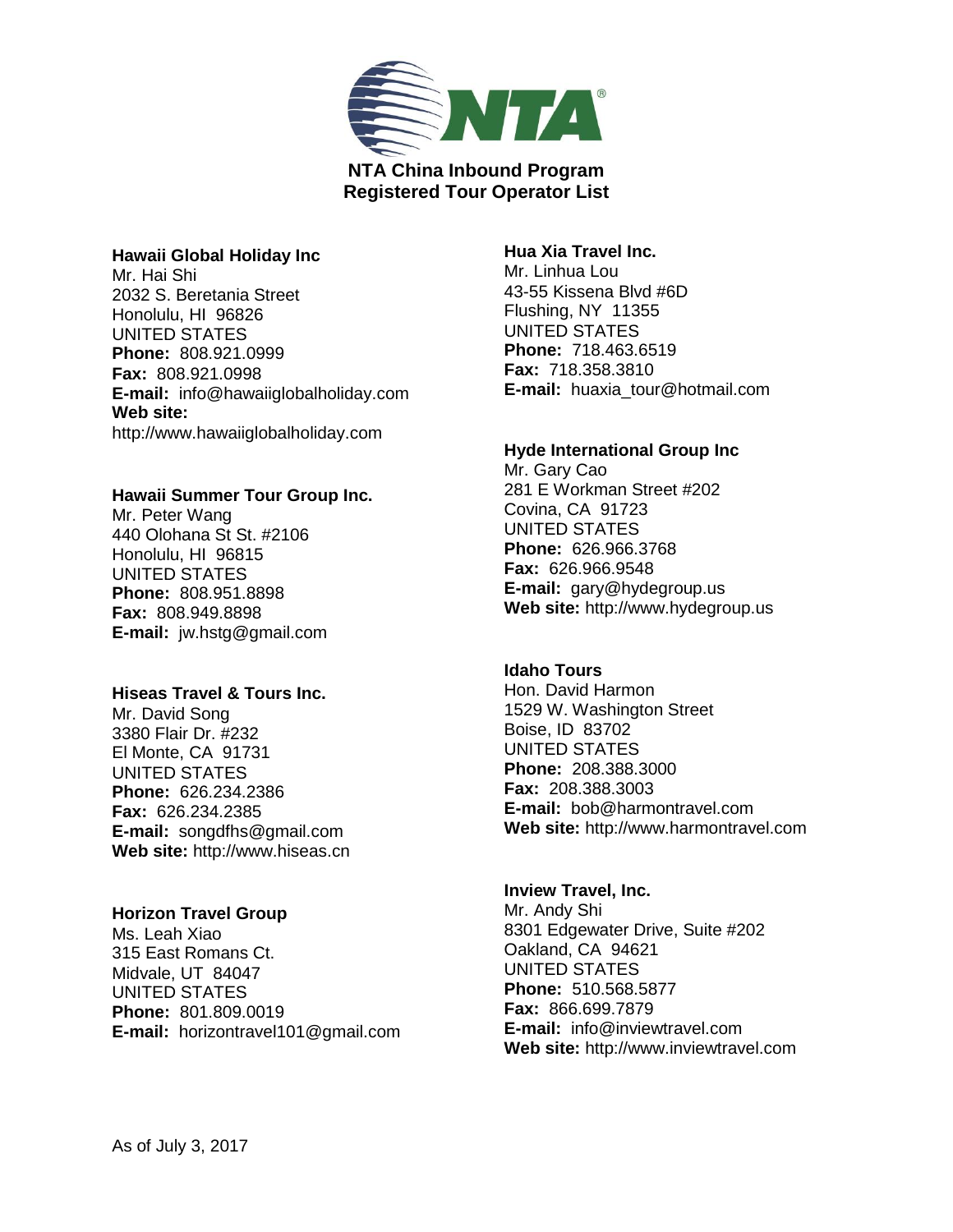**NTA China Inbound Program**
**Registered Tour Operator List**

**Hawaii Global Holiday Inc**
Mr. Hai Shi
2032 S. Beretania Street
Honolulu, HI 96826
UNITED STATES
**Phone:** 808.921.0999
**Fax:** 808.921.0998
**E-mail:** info@hawaiiglobalholiday.com
**Web site:**
http://www.hawaiiglobalholiday.com

**Hawaii Summer Tour Group Inc.**
Mr. Peter Wang
440 Olohana St St. #2106
Honolulu, HI 96815
UNITED STATES
**Phone:** 808.951.8898
**Fax:** 808.949.8898
**E-mail:** jw.hstg@gmail.com

**Hiseas Travel & Tours Inc.**
Mr. David Song
3380 Flair Dr. #232
El Monte, CA 91731
UNITED STATES
**Phone:** 626.234.2386
**Fax:** 626.234.2385
**E-mail:** songdfhs@gmail.com
**Web site:** http://www.hiseas.cn

**Horizon Travel Group**
Ms. Leah Xiao
315 East Romans Ct.
Midvale, UT 84047
UNITED STATES
**Phone:** 801.809.0019
**E-mail:** horizontravel101@gmail.com

**Hua Xia Travel Inc.**
Mr. Linhua Lou
43-55 Kissena Blvd #6D
Flushing, NY 11355
UNITED STATES
**Phone:** 718.463.6519
**Fax:** 718.358.3810
**E-mail:** huaxia_tour@hotmail.com

**Hyde International Group Inc**
Mr. Gary Cao
281 E Workman Street #202
Covina, CA 91723
UNITED STATES
**Phone:** 626.966.3768
**Fax:** 626.966.9548
**E-mail:** gary@hydegroup.us
**Web site:** http://www.hydegroup.us

**Idaho Tours**
Hon. David Harmon
1529 W. Washington Street
Boise, ID 83702
UNITED STATES
**Phone:** 208.388.3000
**Fax:** 208.388.3003
**E-mail:** bob@harmontravel.com
**Web site:** http://www.harmontravel.com

**Inview Travel, Inc.**
Mr. Andy Shi
8301 Edgewater Drive, Suite #202
Oakland, CA 94621
UNITED STATES
**Phone:** 510.568.5877
**Fax:** 866.699.7879
**E-mail:** info@inviewtravel.com
**Web site:** http://www.inviewtravel.com

As of July 3, 2017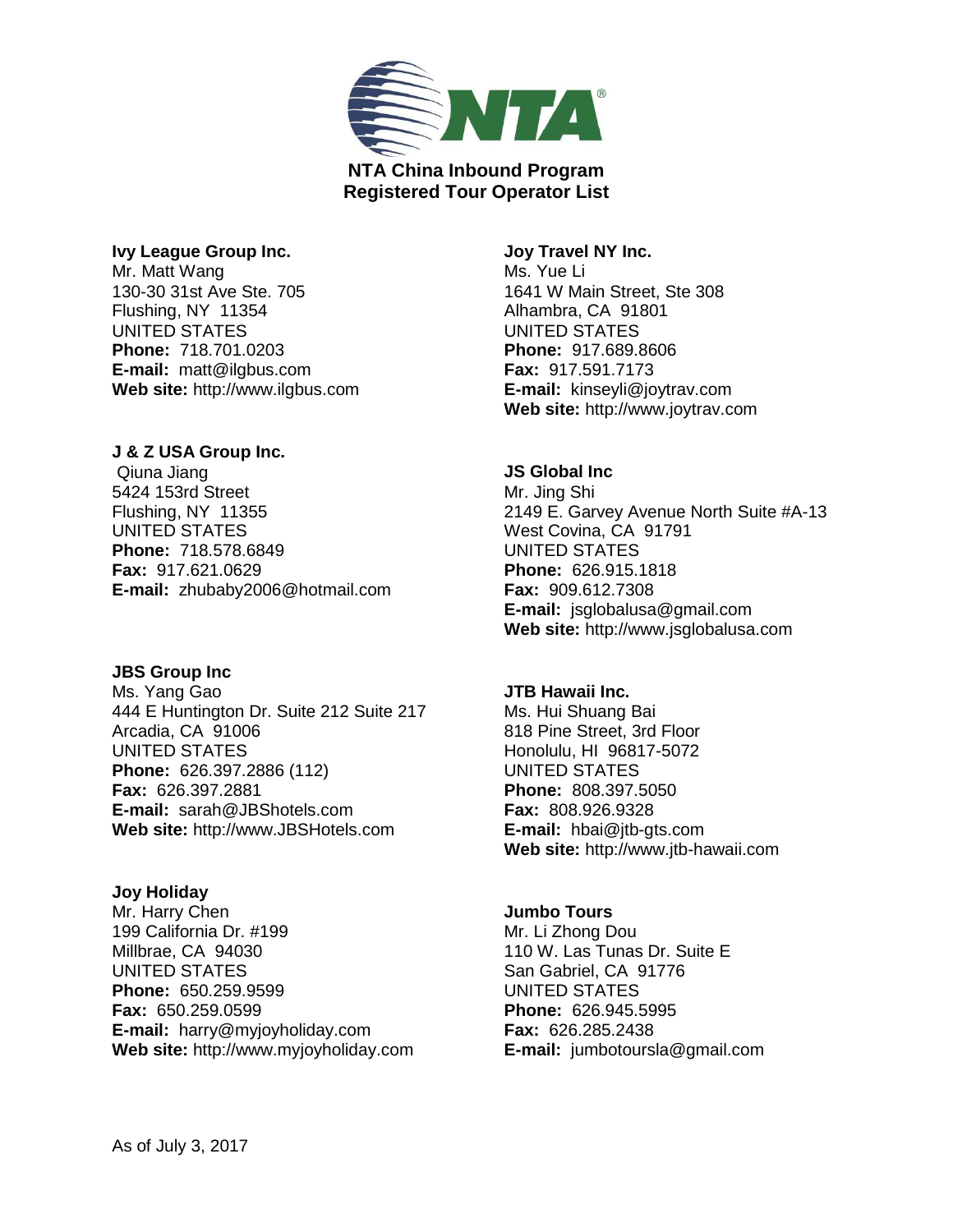**NTA China Inbound Program**
**Registered Tour Operator List**

**Ivy League Group Inc.**
Mr. Matt Wang
130-30 31st Ave Ste. 705
Flushing, NY 11354
UNITED STATES
**Phone:** 718.701.0203
**E-mail:** matt@ilgbus.com
**Web site:** http://www.ilgbus.com

**J & Z USA Group Inc.**
Qiuna Jiang
5424 153rd Street
Flushing, NY 11355
UNITED STATES
**Phone:** 718.578.6849
**Fax:** 917.621.0629
**E-mail:** zhubaby2006@hotmail.com

**JBS Group Inc**
Ms. Yang Gao
444 E Huntington Dr. Suite 212 Suite 217
Arcadia, CA 91006
UNITED STATES
**Phone:** 626.397.2886 (112)
**Fax:** 626.397.2881
**E-mail:** sarah@JBShotels.com
**Web site:** http://www.JBSHotels.com

**Joy Holiday**
Mr. Harry Chen
199 California Dr. #199
Millbrae, CA 94030
UNITED STATES
**Phone:** 650.259.9599
**Fax:** 650.259.0599
**E-mail:** harry@myjoyholiday.com
**Web site:** http://www.myjoyholiday.com

**Joy Travel NY Inc.**
Ms. Yue Li
1641 W Main Street, Ste 308
Alhambra, CA 91801
UNITED STATES
**Phone:** 917.689.8606
**Fax:** 917.591.7173
**E-mail:** kinseyli@joytrav.com
**Web site:** http://www.joytrav.com

**JS Global Inc**
Mr. Jing Shi
2149 E. Garvey Avenue North Suite #A-13
West Covina, CA 91791
UNITED STATES
**Phone:** 626.915.1818
**Fax:** 909.612.7308
**E-mail:** jsglobalusa@gmail.com
**Web site:** http://www.jsglobalusa.com

**JTB Hawaii Inc.**
Ms. Hui Shuang Bai
818 Pine Street, 3rd Floor
Honolulu, HI 96817-5072
UNITED STATES
**Phone:** 808.397.5050
**Fax:** 808.926.9328
**E-mail:** hbai@jtb-gts.com
**Web site:** http://www.jtb-hawaii.com

**Jumbo Tours**
Mr. Li Zhong Dou
110 W. Las Tunas Dr. Suite E
San Gabriel, CA 91776
UNITED STATES
**Phone:** 626.945.5995
**Fax:** 626.285.2438
**E-mail:** jumbotoursla@gmail.com

As of July 3, 2017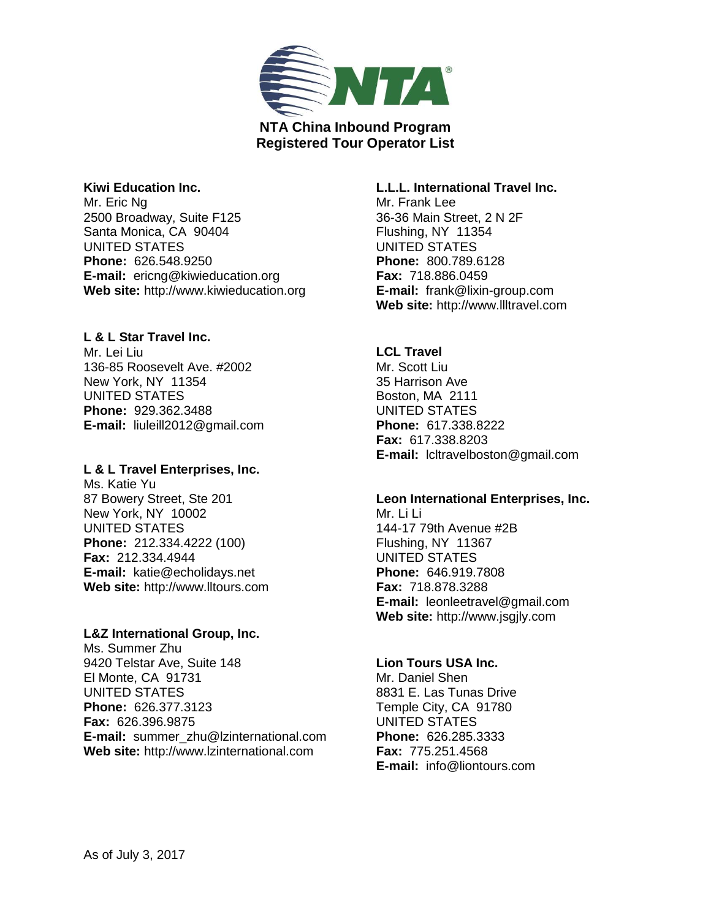# NTA China Inbound Program
## Registered Tour Operator List

**Kiwi Education Inc.**
Mr. Eric Ng
2500 Broadway, Suite F125
Santa Monica, CA 90404
UNITED STATES
**Phone:** 626.548.9250
**E-mail:** ericng@kiwieducation.org
**Web site:** http://www.kiwieducation.org

**L & L Star Travel Inc.**
Mr. Lei Liu
136-85 Roosevelt Ave. #2002
New York, NY 11354
UNITED STATES
**Phone:** 929.362.3488
**E-mail:** liuleill2012@gmail.com

**L & L Travel Enterprises, Inc.**
Ms. Katie Yu
87 Bowery Street, Ste 201
New York, NY 10002
UNITED STATES
**Phone:** 212.334.4222 (100)
**Fax:** 212.334.4944
**E-mail:** katie@echolidays.net
**Web site:** http://www.lltours.com

**L&Z International Group, Inc.**
Ms. Summer Zhu
9420 Telstar Ave, Suite 148
El Monte, CA 91731
UNITED STATES
**Phone:** 626.377.3123
**Fax:** 626.396.9875
**E-mail:** summer_zhu@lzinternational.com
**Web site:** http://www.lzinternational.com

**L.L.L. International Travel Inc.**
Mr. Frank Lee
36-36 Main Street, 2 N 2F
Flushing, NY 11354
UNITED STATES
**Phone:** 800.789.6128
**Fax:** 718.886.0459
**E-mail:** frank@lixin-group.com
**Web site:** http://www.llltravel.com

**LCL Travel**
Mr. Scott Liu
35 Harrison Ave
Boston, MA 2111
UNITED STATES
**Phone:** 617.338.8222
**Fax:** 617.338.8203
**E-mail:** lcltravelboston@gmail.com

**Leon International Enterprises, Inc.**
Mr. Li Li
144-17 79th Avenue #2B
Flushing, NY 11367
UNITED STATES
**Phone:** 646.919.7808
**Fax:** 718.878.3288
**E-mail:** leonleetravel@gmail.com
**Web site:** http://www.jsgjly.com

**Lion Tours USA Inc.**
Mr. Daniel Shen
8831 E. Las Tunas Drive
Temple City, CA 91780
UNITED STATES
**Phone:** 626.285.3333
**Fax:** 775.251.4568
**E-mail:** info@liontours.com

As of July 3, 2017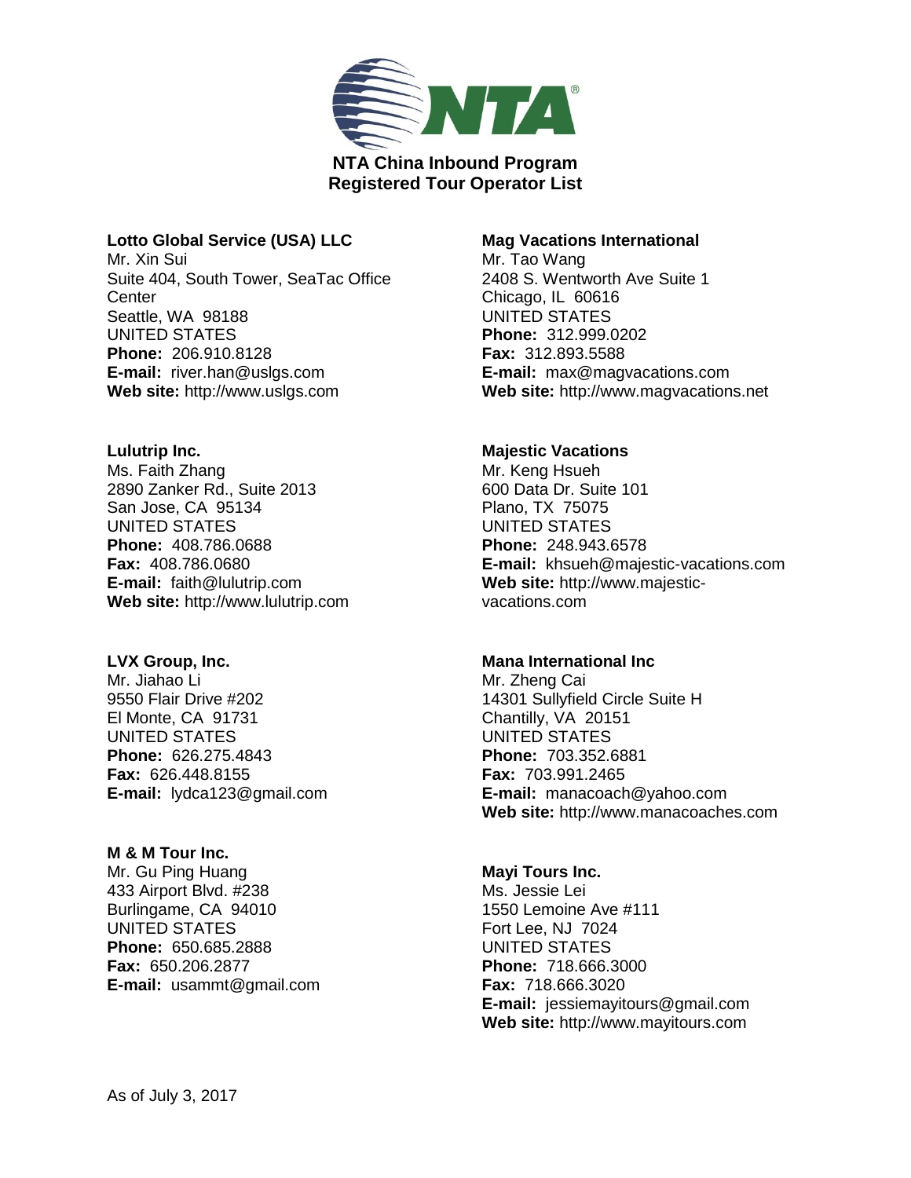**NTA China Inbound Program**
**Registered Tour Operator List**

**Lotto Global Service (USA) LLC**
Mr. Xin Sui
Suite 404, South Tower, SeaTac Office Center
Seattle, WA 98188
UNITED STATES
**Phone:** 206.910.8128
**E-mail:** river.han@uslgs.com
**Web site:** http://www.uslgs.com

**Lulutrip Inc.**
Ms. Faith Zhang
2890 Zanker Rd., Suite 2013
San Jose, CA 95134
UNITED STATES
**Phone:** 408.786.0688
**Fax:** 408.786.0680
**E-mail:** faith@lulutrip.com
**Web site:** http://www.lulutrip.com

**LVX Group, Inc.**
Mr. Jiahao Li
9550 Flair Drive #202
El Monte, CA 91731
UNITED STATES
**Phone:** 626.275.4843
**Fax:** 626.448.8155
**E-mail:** lydca123@gmail.com

**M & M Tour Inc.**
Mr. Gu Ping Huang
433 Airport Blvd. #238
Burlingame, CA 94010
UNITED STATES
**Phone:** 650.685.2888
**Fax:** 650.206.2877
**E-mail:** usammt@gmail.com

**Mag Vacations International**
Mr. Tao Wang
2408 S. Wentworth Ave Suite 1
Chicago, IL 60616
UNITED STATES
**Phone:** 312.999.0202
**Fax:** 312.893.5588
**E-mail:** max@magvacations.com
**Web site:** http://www.magvacations.net

**Majestic Vacations**
Mr. Keng Hsueh
600 Data Dr. Suite 101
Plano, TX 75075
UNITED STATES
**Phone:** 248.943.6578
**E-mail:** khsueh@majestic-vacations.com
**Web site:** http://www.majestic-vacations.com

**Mana International Inc**
Mr. Zheng Cai
14301 Sullyfield Circle Suite H
Chantilly, VA 20151
UNITED STATES
**Phone:** 703.352.6881
**Fax:** 703.991.2465
**E-mail:** manacoach@yahoo.com
**Web site:** http://www.manacoaches.com

**Mayi Tours Inc.**
Ms. Jessie Lei
1550 Lemoine Ave #111
Fort Lee, NJ 7024
UNITED STATES
**Phone:** 718.666.3000
**Fax:** 718.666.3020
**E-mail:** jessiemayitours@gmail.com
**Web site:** http://www.mayitours.com

As of July 3, 2017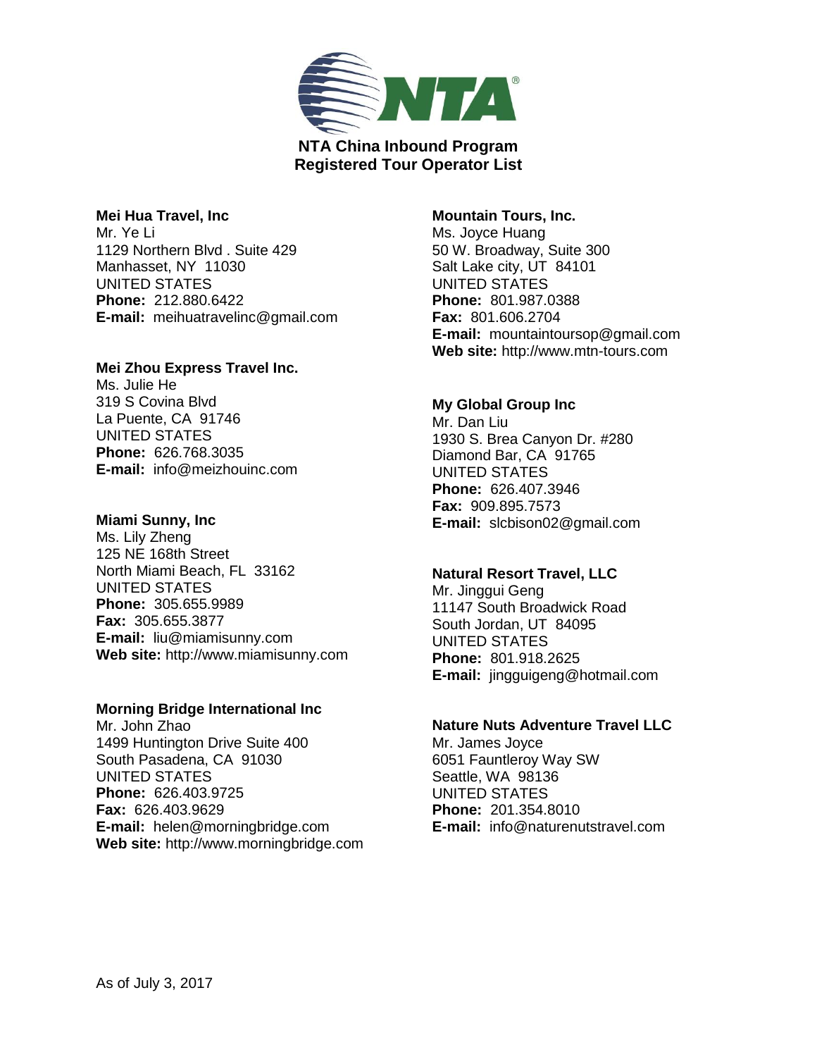**NTA China Inbound Program**
**Registered Tour Operator List**

**Mei Hua Travel, Inc**
Mr. Ye Li
1129 Northern Blvd . Suite 429
Manhasset, NY 11030
UNITED STATES
**Phone:** 212.880.6422
**E-mail:** meihuatravelinc@gmail.com

**Mei Zhou Express Travel Inc.**
Ms. Julie He
319 S Covina Blvd
La Puente, CA 91746
UNITED STATES
**Phone:** 626.768.3035
**E-mail:** info@meizhouinc.com

**Miami Sunny, Inc**
Ms. Lily Zheng
125 NE 168th Street
North Miami Beach, FL 33162
UNITED STATES
**Phone:** 305.655.9989
**Fax:** 305.655.3877
**E-mail:** liu@miamisunny.com
**Web site:** http://www.miamisunny.com

**Morning Bridge International Inc**
Mr. John Zhao
1499 Huntington Drive Suite 400
South Pasadena, CA 91030
UNITED STATES
**Phone:** 626.403.9725
**Fax:** 626.403.9629
**E-mail:** helen@morningbridge.com
**Web site:** http://www.morningbridge.com

**Mountain Tours, Inc.**
Ms. Joyce Huang
50 W. Broadway, Suite 300
Salt Lake city, UT 84101
UNITED STATES
**Phone:** 801.987.0388
**Fax:** 801.606.2704
**E-mail:** mountaintoursop@gmail.com
**Web site:** http://www.mtn-tours.com

**My Global Group Inc**
Mr. Dan Liu
1930 S. Brea Canyon Dr. #280
Diamond Bar, CA 91765
UNITED STATES
**Phone:** 626.407.3946
**Fax:** 909.895.7573
**E-mail:** slcbison02@gmail.com

**Natural Resort Travel, LLC**
Mr. Jinggui Geng
11147 South Broadwick Road
South Jordan, UT 84095
UNITED STATES
**Phone:** 801.918.2625
**E-mail:** jingguigeng@hotmail.com

**Nature Nuts Adventure Travel LLC**
Mr. James Joyce
6051 Fauntleroy Way SW
Seattle, WA 98136
UNITED STATES
**Phone:** 201.354.8010
**E-mail:** info@naturenutstravel.com

As of July 3, 2017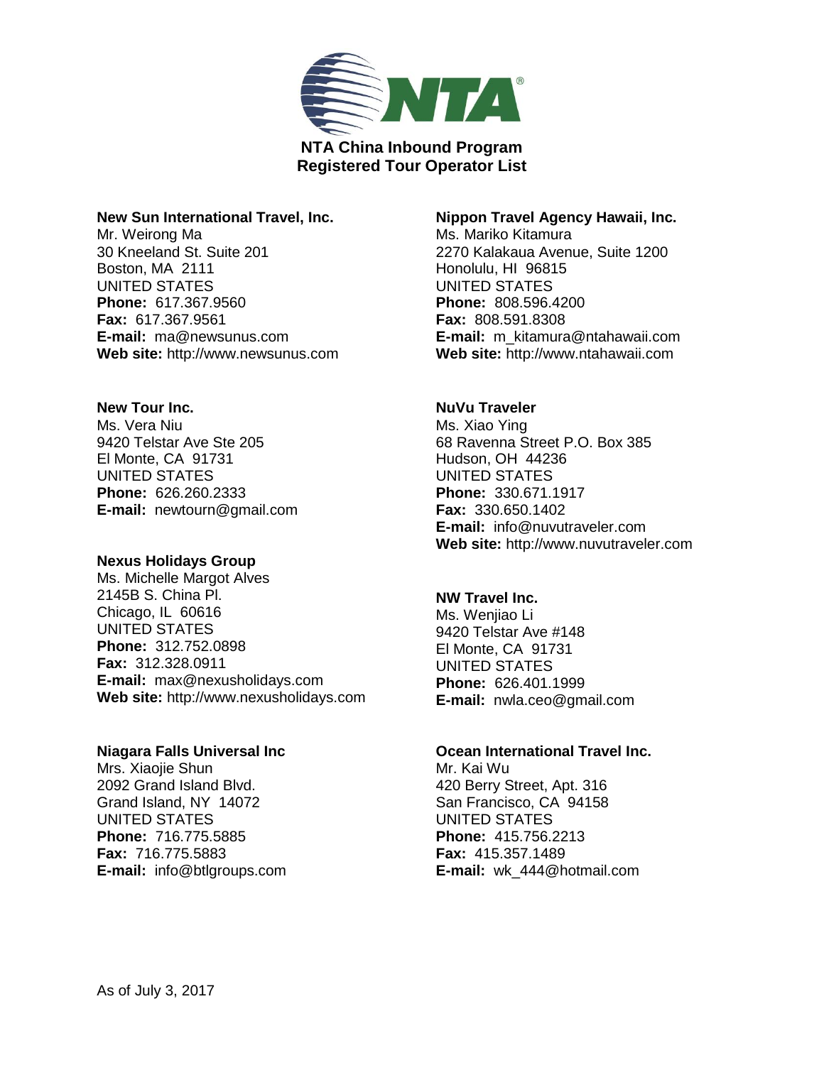**NTA China Inbound Program**
**Registered Tour Operator List**

**New Sun International Travel, Inc.**
Mr. Weirong Ma
30 Kneeland St. Suite 201
Boston, MA 2111
UNITED STATES
**Phone:** 617.367.9560
**Fax:** 617.367.9561
**E-mail:** ma@newsunus.com
**Web site:** http://www.newsunus.com

**New Tour Inc.**
Ms. Vera Niu
9420 Telstar Ave Ste 205
El Monte, CA 91731
UNITED STATES
**Phone:** 626.260.2333
**E-mail:** newtourn@gmail.com

**Nexus Holidays Group**
Ms. Michelle Margot Alves
2145B S. China Pl.
Chicago, IL 60616
UNITED STATES
**Phone:** 312.752.0898
**Fax:** 312.328.0911
**E-mail:** max@nexusholidays.com
**Web site:** http://www.nexusholidays.com

**Niagara Falls Universal Inc**
Mrs. Xiaojie Shun
2092 Grand Island Blvd.
Grand Island, NY 14072
UNITED STATES
**Phone:** 716.775.5885
**Fax:** 716.775.5883
**E-mail:** info@btlgroups.com

**Nippon Travel Agency Hawaii, Inc.**
Ms. Mariko Kitamura
2270 Kalakaua Avenue, Suite 1200
Honolulu, HI 96815
UNITED STATES
**Phone:** 808.596.4200
**Fax:** 808.591.8308
**E-mail:** m_kitamura@ntahawaii.com
**Web site:** http://www.ntahawaii.com

**NuVu Traveler**
Ms. Xiao Ying
68 Ravenna Street P.O. Box 385
Hudson, OH 44236
UNITED STATES
**Phone:** 330.671.1917
**Fax:** 330.650.1402
**E-mail:** info@nuvutraveler.com
**Web site:** http://www.nuvutraveler.com

**NW Travel Inc.**
Ms. Wenjiao Li
9420 Telstar Ave #148
El Monte, CA 91731
UNITED STATES
**Phone:** 626.401.1999
**E-mail:** nwla.ceo@gmail.com

**Ocean International Travel Inc.**
Mr. Kai Wu
420 Berry Street, Apt. 316
San Francisco, CA 94158
UNITED STATES
**Phone:** 415.756.2213
**Fax:** 415.357.1489
**E-mail:** wk_444@hotmail.com

As of July 3, 2017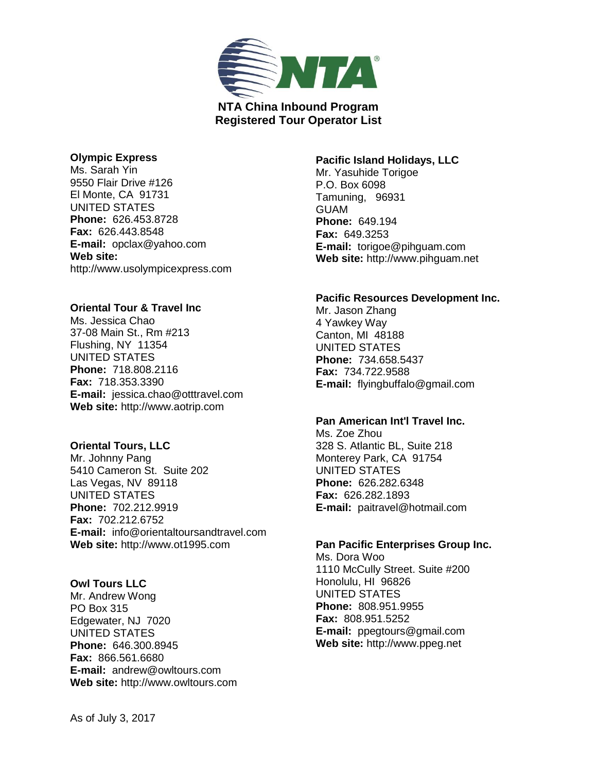**NTA China Inbound Program**
**Registered Tour Operator List**

**Olympic Express**
Ms. Sarah Yin
9550 Flair Drive #126
El Monte, CA 91731
UNITED STATES
**Phone:** 626.453.8728
**Fax:** 626.443.8548
**E-mail:** opclax@yahoo.com
**Web site:**
http://www.usolympicexpress.com

**Oriental Tour & Travel Inc**
Ms. Jessica Chao
37-08 Main St., Rm #213
Flushing, NY 11354
UNITED STATES
**Phone:** 718.808.2116
**Fax:** 718.353.3390
**E-mail:** jessica.chao@otttravel.com
**Web site:** http://www.aotrip.com

**Oriental Tours, LLC**
Mr. Johnny Pang
5410 Cameron St. Suite 202
Las Vegas, NV 89118
UNITED STATES
**Phone:** 702.212.9919
**Fax:** 702.212.6752
**E-mail:** info@orientaltoursandtravel.com
**Web site:** http://www.ot1995.com

**Owl Tours LLC**
Mr. Andrew Wong
PO Box 315
Edgewater, NJ 7020
UNITED STATES
**Phone:** 646.300.8945
**Fax:** 866.561.6680
**E-mail:** andrew@owltours.com
**Web site:** http://www.owltours.com

**Pacific Island Holidays, LLC**
Mr. Yasuhide Torigoe
P.O. Box 6098
Tamuning, 96931
GUAM
**Phone:** 649.194
**Fax:** 649.3253
**E-mail:** torigoe@pihguam.com
**Web site:** http://www.pihguam.net

**Pacific Resources Development Inc.**
Mr. Jason Zhang
4 Yawkey Way
Canton, MI 48188
UNITED STATES
**Phone:** 734.658.5437
**Fax:** 734.722.9588
**E-mail:** flyingbuffalo@gmail.com

**Pan American Int'l Travel Inc.**
Ms. Zoe Zhou
328 S. Atlantic BL, Suite 218
Monterey Park, CA 91754
UNITED STATES
**Phone:** 626.282.6348
**Fax:** 626.282.1893
**E-mail:** paitravel@hotmail.com

**Pan Pacific Enterprises Group Inc.**
Ms. Dora Woo
1110 McCully Street. Suite #200
Honolulu, HI 96826
UNITED STATES
**Phone:** 808.951.9955
**Fax:** 808.951.5252
**E-mail:** ppegtours@gmail.com
**Web site:** http://www.ppeg.net

As of July 3, 2017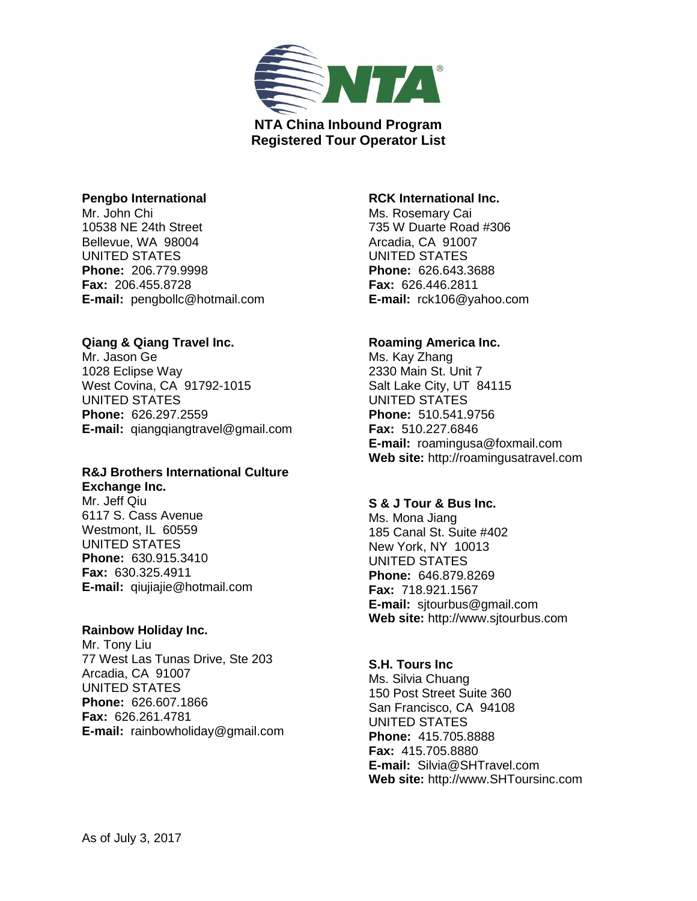**NTA China Inbound Program**
**Registered Tour Operator List**

**Pengbo International**
Mr. John Chi
10538 NE 24th Street
Bellevue, WA  98004
UNITED STATES
**Phone:** 206.779.9998
**Fax:** 206.455.8728
**E-mail:** pengbollc@hotmail.com

**Qiang & Qiang Travel Inc.**
Mr. Jason Ge
1028 Eclipse Way
West Covina, CA  91792-1015
UNITED STATES
**Phone:** 626.297.2559
**E-mail:** qiangqiangtravel@gmail.com

**R&J Brothers International Culture Exchange Inc.**
Mr. Jeff Qiu
6117 S. Cass Avenue
Westmont, IL  60559
UNITED STATES
**Phone:** 630.915.3410
**Fax:** 630.325.4911
**E-mail:** qiujiajie@hotmail.com

**Rainbow Holiday Inc.**
Mr. Tony Liu
77 West Las Tunas Drive, Ste 203
Arcadia, CA  91007
UNITED STATES
**Phone:** 626.607.1866
**Fax:** 626.261.4781
**E-mail:** rainbowholiday@gmail.com

**RCK International Inc.**
Ms. Rosemary Cai
735 W Duarte Road #306
Arcadia, CA  91007
UNITED STATES
**Phone:** 626.643.3688
**Fax:** 626.446.2811
**E-mail:** rck106@yahoo.com

**Roaming America Inc.**
Ms. Kay Zhang
2330 Main St. Unit 7
Salt Lake City, UT  84115
UNITED STATES
**Phone:** 510.541.9756
**Fax:** 510.227.6846
**E-mail:** roamingusa@foxmail.com
**Web site:** http://roamingusatravel.com

**S & J Tour & Bus Inc.**
Ms. Mona Jiang
185 Canal St. Suite #402
New York, NY  10013
UNITED STATES
**Phone:** 646.879.8269
**Fax:** 718.921.1567
**E-mail:** sjtourbus@gmail.com
**Web site:** http://www.sjtourbus.com

**S.H. Tours Inc**
Ms. Silvia Chuang
150 Post Street Suite 360
San Francisco, CA  94108
UNITED STATES
**Phone:** 415.705.8888
**Fax:** 415.705.8880
**E-mail:** Silvia@SHTravel.com
**Web site:** http://www.SHToursinc.com

As of July 3, 2017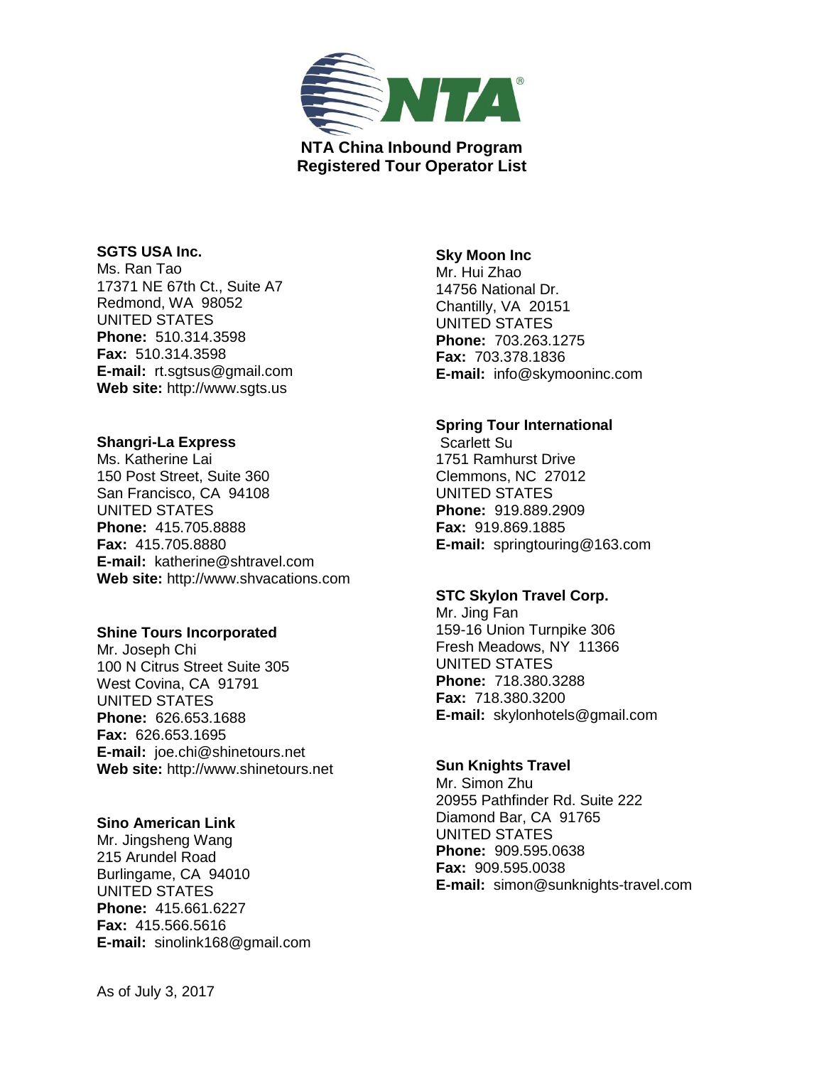**NTA China Inbound Program**
**Registered Tour Operator List**

**SGTS USA Inc.**
Ms. Ran Tao
17371 NE 67th Ct., Suite A7
Redmond, WA 98052
UNITED STATES
**Phone:** 510.314.3598
**Fax:** 510.314.3598
**E-mail:** rt.sgtsus@gmail.com
**Web site:** http://www.sgts.us

**Shangri-La Express**
Ms. Katherine Lai
150 Post Street, Suite 360
San Francisco, CA 94108
UNITED STATES
**Phone:** 415.705.8888
**Fax:** 415.705.8880
**E-mail:** katherine@shtravel.com
**Web site:** http://www.shvacations.com

**Shine Tours Incorporated**
Mr. Joseph Chi
100 N Citrus Street Suite 305
West Covina, CA 91791
UNITED STATES
**Phone:** 626.653.1688
**Fax:** 626.653.1695
**E-mail:** joe.chi@shinetours.net
**Web site:** http://www.shinetours.net

**Sino American Link**
Mr. Jingsheng Wang
215 Arundel Road
Burlingame, CA 94010
UNITED STATES
**Phone:** 415.661.6227
**Fax:** 415.566.5616
**E-mail:** sinolink168@gmail.com

**Sky Moon Inc**
Mr. Hui Zhao
14756 National Dr.
Chantilly, VA 20151
UNITED STATES
**Phone:** 703.263.1275
**Fax:** 703.378.1836
**E-mail:** info@skymooninc.com

**Spring Tour International**
Scarlett Su
1751 Ramhurst Drive
Clemmons, NC 27012
UNITED STATES
**Phone:** 919.889.2909
**Fax:** 919.869.1885
**E-mail:** springtouring@163.com

**STC Skylon Travel Corp.**
Mr. Jing Fan
159-16 Union Turnpike 306
Fresh Meadows, NY 11366
UNITED STATES
**Phone:** 718.380.3288
**Fax:** 718.380.3200
**E-mail:** skylonhotels@gmail.com

**Sun Knights Travel**
Mr. Simon Zhu
20955 Pathfinder Rd. Suite 222
Diamond Bar, CA 91765
UNITED STATES
**Phone:** 909.595.0638
**Fax:** 909.595.0038
**E-mail:** simon@sunknights-travel.com

As of July 3, 2017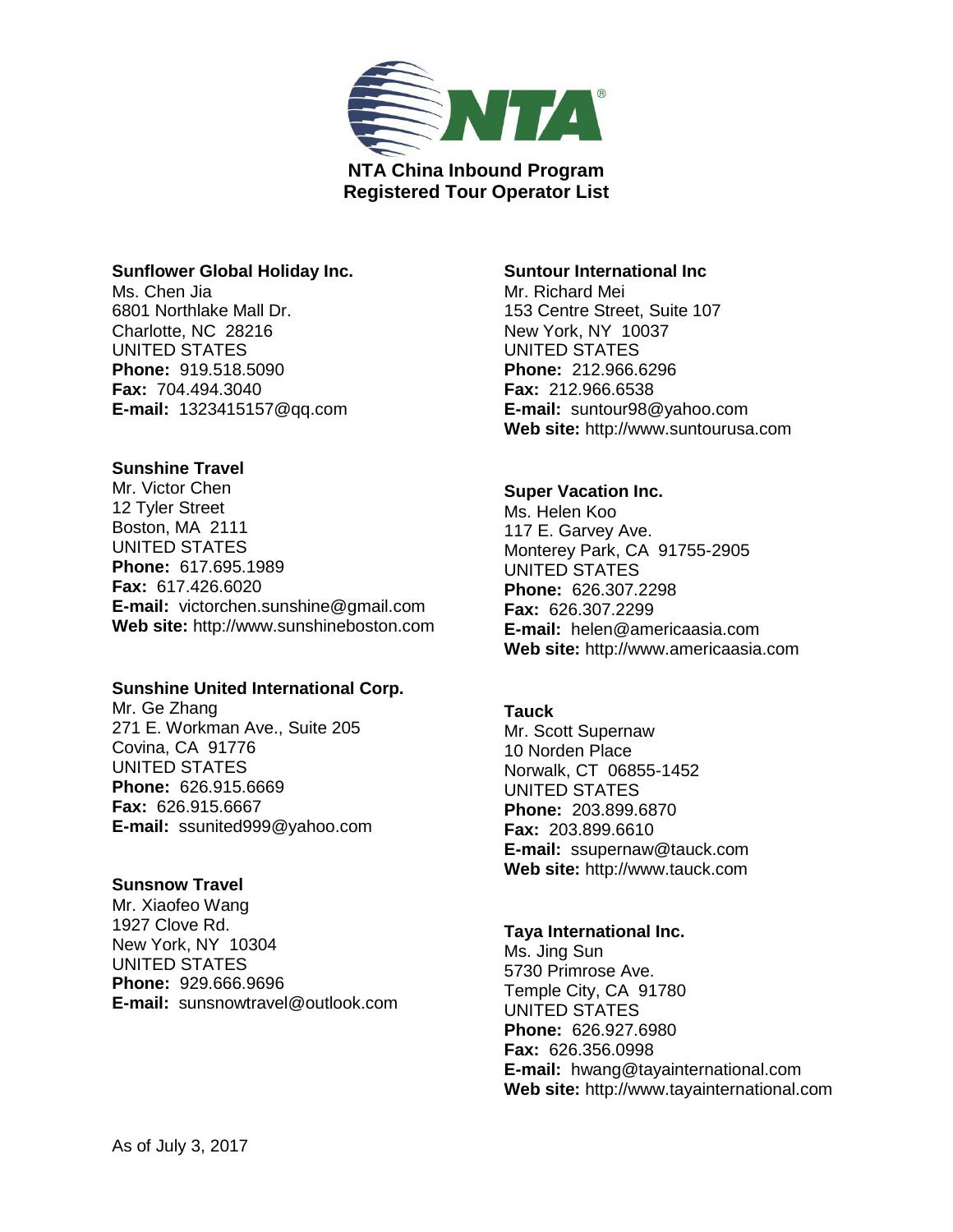**NTA China Inbound Program**
**Registered Tour Operator List**

**Sunflower Global Holiday Inc.**
Ms. Chen Jia
6801 Northlake Mall Dr.
Charlotte, NC 28216
UNITED STATES
**Phone:** 919.518.5090
**Fax:** 704.494.3040
**E-mail:** 1323415157@qq.com

**Sunshine Travel**
Mr. Victor Chen
12 Tyler Street
Boston, MA 2111
UNITED STATES
**Phone:** 617.695.1989
**Fax:** 617.426.6020
**E-mail:** victorchen.sunshine@gmail.com
**Web site:** http://www.sunshineboston.com

**Sunshine United International Corp.**
Mr. Ge Zhang
271 E. Workman Ave., Suite 205
Covina, CA 91776
UNITED STATES
**Phone:** 626.915.6669
**Fax:** 626.915.6667
**E-mail:** ssunited999@yahoo.com

**Sunsnow Travel**
Mr. Xiaofeo Wang
1927 Clove Rd.
New York, NY 10304
UNITED STATES
**Phone:** 929.666.9696
**E-mail:** sunsnowtravel@outlook.com

**Suntour International Inc**
Mr. Richard Mei
153 Centre Street, Suite 107
New York, NY 10037
UNITED STATES
**Phone:** 212.966.6296
**Fax:** 212.966.6538
**E-mail:** suntour98@yahoo.com
**Web site:** http://www.suntourusa.com

**Super Vacation Inc.**
Ms. Helen Koo
117 E. Garvey Ave.
Monterey Park, CA 91755-2905
UNITED STATES
**Phone:** 626.307.2298
**Fax:** 626.307.2299
**E-mail:** helen@americaasia.com
**Web site:** http://www.americaasia.com

**Tauck**
Mr. Scott Supernaw
10 Norden Place
Norwalk, CT 06855-1452
UNITED STATES
**Phone:** 203.899.6870
**Fax:** 203.899.6610
**E-mail:** ssupernaw@tauck.com
**Web site:** http://www.tauck.com

**Taya International Inc.**
Ms. Jing Sun
5730 Primrose Ave.
Temple City, CA 91780
UNITED STATES
**Phone:** 626.927.6980
**Fax:** 626.356.0998
**E-mail:** hwang@tayainternational.com
**Web site:** http://www.tayainternational.com

As of July 3, 2017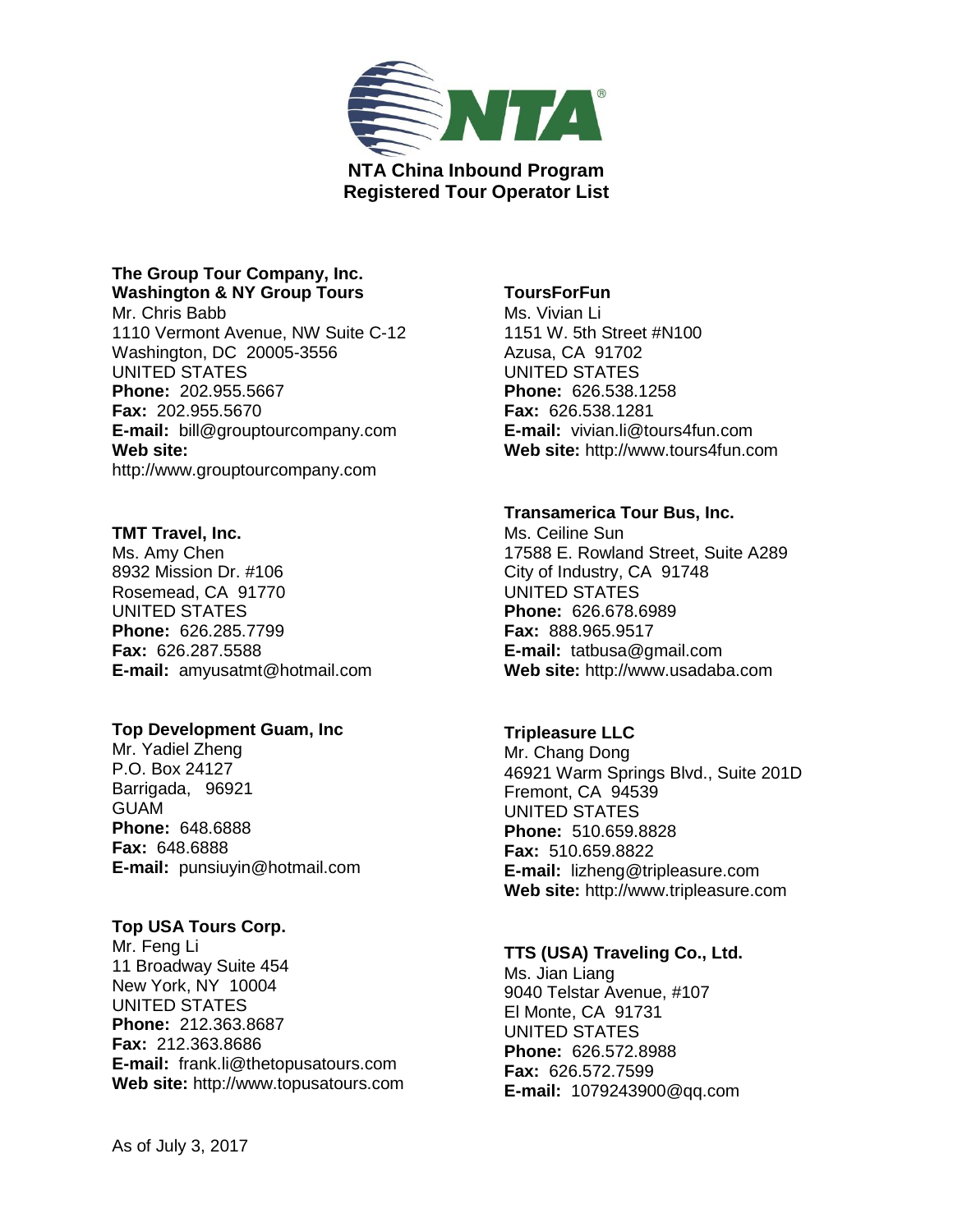**NTA China Inbound Program**
**Registered Tour Operator List**

**The Group Tour Company, Inc.**
**Washington & NY Group Tours**
Mr. Chris Babb
1110 Vermont Avenue, NW Suite C-12
Washington, DC 20005-3556
UNITED STATES
**Phone:** 202.955.5667
**Fax:** 202.955.5670
**E-mail:** bill@grouptourcompany.com
**Web site:**
http://www.grouptourcompany.com

**TMT Travel, Inc.**
Ms. Amy Chen
8932 Mission Dr. #106
Rosemead, CA 91770
UNITED STATES
**Phone:** 626.285.7799
**Fax:** 626.287.5588
**E-mail:** amyusatmt@hotmail.com

**Top Development Guam, Inc**
Mr. Yadiel Zheng
P.O. Box 24127
Barrigada, 96921
GUAM
**Phone:** 648.6888
**Fax:** 648.6888
**E-mail:** punsiuyin@hotmail.com

**Top USA Tours Corp.**
Mr. Feng Li
11 Broadway Suite 454
New York, NY 10004
UNITED STATES
**Phone:** 212.363.8687
**Fax:** 212.363.8686
**E-mail:** frank.li@thetopusatours.com
**Web site:** http://www.topusatours.com

**ToursForFun**
Ms. Vivian Li
1151 W. 5th Street #N100
Azusa, CA 91702
UNITED STATES
**Phone:** 626.538.1258
**Fax:** 626.538.1281
**E-mail:** vivian.li@tours4fun.com
**Web site:** http://www.tours4fun.com

**Transamerica Tour Bus, Inc.**
Ms. Ceiline Sun
17588 E. Rowland Street, Suite A289
City of Industry, CA 91748
UNITED STATES
**Phone:** 626.678.6989
**Fax:** 888.965.9517
**E-mail:** tatbusa@gmail.com
**Web site:** http://www.usadaba.com

**Tripleasure LLC**
Mr. Chang Dong
46921 Warm Springs Blvd., Suite 201D
Fremont, CA 94539
UNITED STATES
**Phone:** 510.659.8828
**Fax:** 510.659.8822
**E-mail:** lizheng@tripleasure.com
**Web site:** http://www.tripleasure.com

**TTS (USA) Traveling Co., Ltd.**
Ms. Jian Liang
9040 Telstar Avenue, #107
El Monte, CA 91731
UNITED STATES
**Phone:** 626.572.8988
**Fax:** 626.572.7599
**E-mail:** 1079243900@qq.com

As of July 3, 2017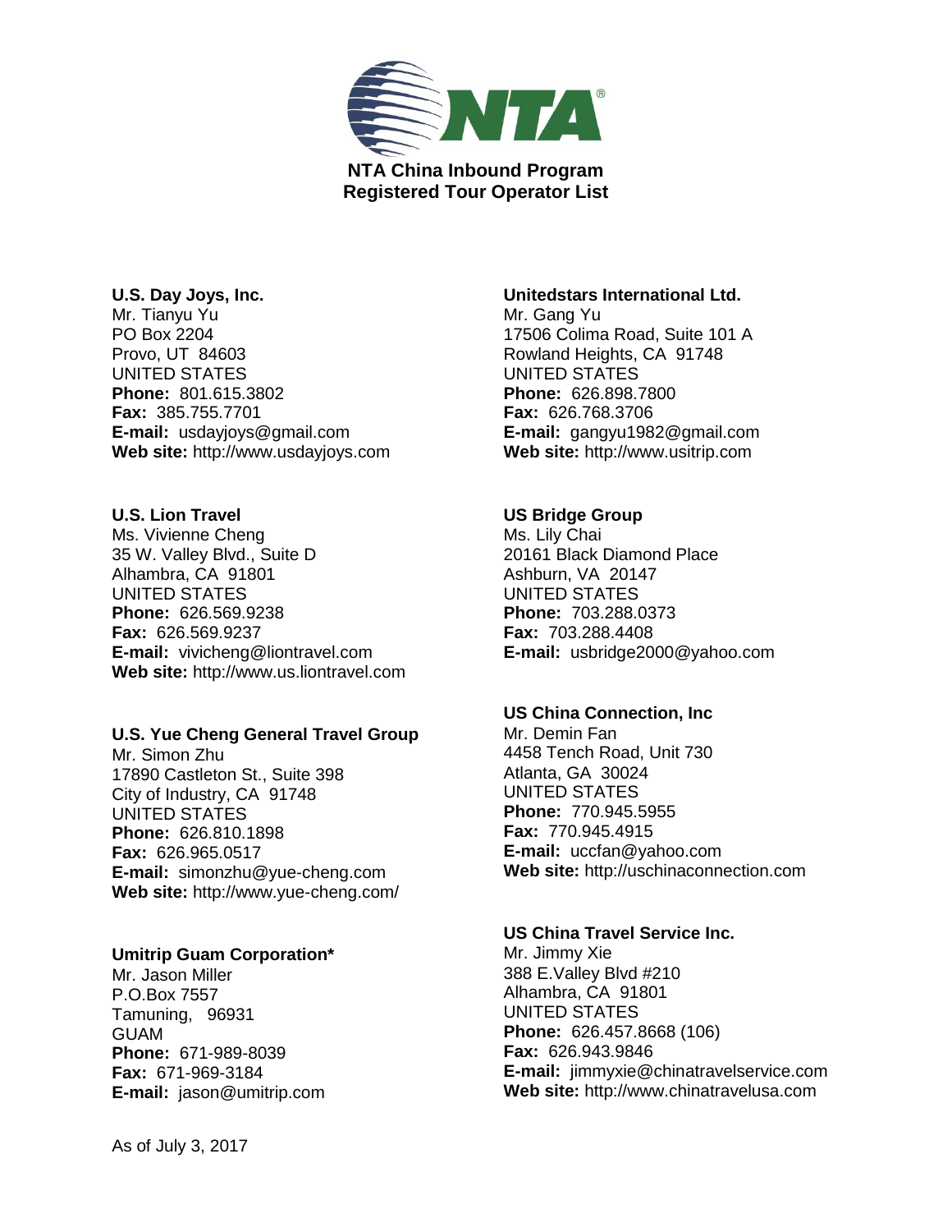**NTA China Inbound Program**
**Registered Tour Operator List**

**U.S. Day Joys, Inc.**
Mr. Tianyu Yu
PO Box 2204
Provo, UT 84603
UNITED STATES
**Phone:** 801.615.3802
**Fax:** 385.755.7701
**E-mail:** usdayjoys@gmail.com
**Web site:** http://www.usdayjoys.com

**U.S. Lion Travel**
Ms. Vivienne Cheng
35 W. Valley Blvd., Suite D
Alhambra, CA 91801
UNITED STATES
**Phone:** 626.569.9238
**Fax:** 626.569.9237
**E-mail:** vivicheng@liontravel.com
**Web site:** http://www.us.liontravel.com

**U.S. Yue Cheng General Travel Group**
Mr. Simon Zhu
17890 Castleton St., Suite 398
City of Industry, CA 91748
UNITED STATES
**Phone:** 626.810.1898
**Fax:** 626.965.0517
**E-mail:** simonzhu@yue-cheng.com
**Web site:** http://www.yue-cheng.com/

**Umitrip Guam Corporation***
Mr. Jason Miller
P.O.Box 7557
Tamuning, 96931
GUAM
**Phone:** 671-989-8039
**Fax:** 671-969-3184
**E-mail:** jason@umitrip.com

**Unitedstars International Ltd.**
Mr. Gang Yu
17506 Colima Road, Suite 101 A
Rowland Heights, CA 91748
UNITED STATES
**Phone:** 626.898.7800
**Fax:** 626.768.3706
**E-mail:** gangyu1982@gmail.com
**Web site:** http://www.usitrip.com

**US Bridge Group**
Ms. Lily Chai
20161 Black Diamond Place
Ashburn, VA 20147
UNITED STATES
**Phone:** 703.288.0373
**Fax:** 703.288.4408
**E-mail:** usbridge2000@yahoo.com

**US China Connection, Inc**
Mr. Demin Fan
4458 Tench Road, Unit 730
Atlanta, GA 30024
UNITED STATES
**Phone:** 770.945.5955
**Fax:** 770.945.4915
**E-mail:** uccfan@yahoo.com
**Web site:** http://uschinaconnection.com

**US China Travel Service Inc.**
Mr. Jimmy Xie
388 E.Valley Blvd #210
Alhambra, CA 91801
UNITED STATES
**Phone:** 626.457.8668 (106)
**Fax:** 626.943.9846
**E-mail:** jimmyxie@chinatravelservice.com
**Web site:** http://www.chinatravelusa.com

As of July 3, 2017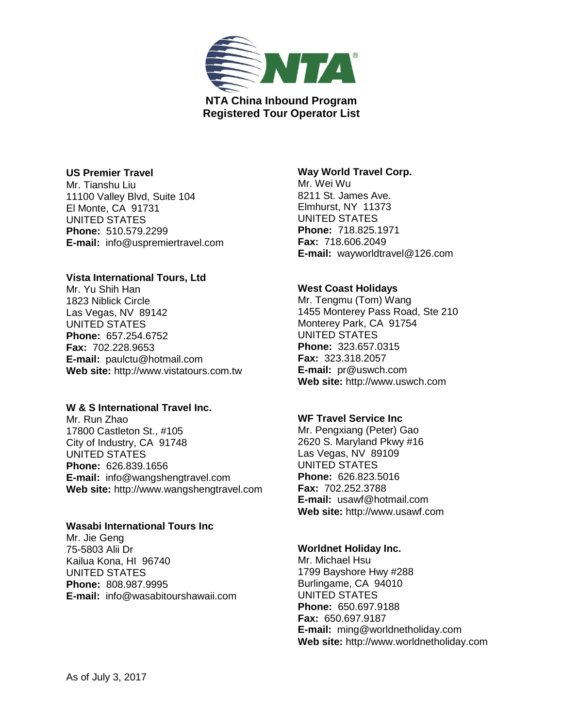**NTA China Inbound Program**
**Registered Tour Operator List**

**US Premier Travel**
Mr. Tianshu Liu
11100 Valley Blvd, Suite 104
El Monte, CA 91731
UNITED STATES
**Phone:** 510.579.2299
**E-mail:** info@uspremiertravel.com

**Vista International Tours, Ltd**
Mr. Yu Shih Han
1823 Niblick Circle
Las Vegas, NV 89142
UNITED STATES
**Phone:** 657.254.6752
**Fax:** 702.228.9653
**E-mail:** paulctu@hotmail.com
**Web site:** http://www.vistatours.com.tw

**W & S International Travel Inc.**
Mr. Run Zhao
17800 Castleton St., #105
City of Industry, CA 91748
UNITED STATES
**Phone:** 626.839.1656
**E-mail:** info@wangshengtravel.com
**Web site:** http://www.wangshengtravel.com

**Wasabi International Tours Inc**
Mr. Jie Geng
75-5803 Alii Dr
Kailua Kona, HI 96740
UNITED STATES
**Phone:** 808.987.9995
**E-mail:** info@wasabitourshawaii.com

**Way World Travel Corp.**
Mr. Wei Wu
8211 St. James Ave.
Elmhurst, NY 11373
UNITED STATES
**Phone:** 718.825.1971
**Fax:** 718.606.2049
**E-mail:** wayworldtravel@126.com

**West Coast Holidays**
Mr. Tengmu (Tom) Wang
1455 Monterey Pass Road, Ste 210
Monterey Park, CA 91754
UNITED STATES
**Phone:** 323.657.0315
**Fax:** 323.318.2057
**E-mail:** pr@uswch.com
**Web site:** http://www.uswch.com

**WF Travel Service Inc**
Mr. Pengxiang (Peter) Gao
2620 S. Maryland Pkwy #16
Las Vegas, NV 89109
UNITED STATES
**Phone:** 626.823.5016
**Fax:** 702.252.3788
**E-mail:** usawf@hotmail.com
**Web site:** http://www.usawf.com

**Worldnet Holiday Inc.**
Mr. Michael Hsu
1799 Bayshore Hwy #288
Burlingame, CA 94010
UNITED STATES
**Phone:** 650.697.9188
**Fax:** 650.697.9187
**E-mail:** ming@worldnetholiday.com
**Web site:** http://www.worldnetholiday.com

As of July 3, 2017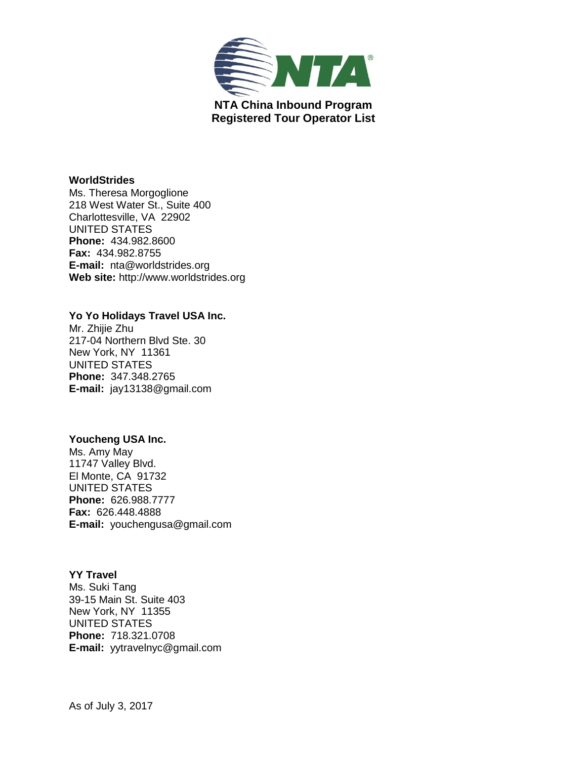# NTA China Inbound Program
## Registered Tour Operator List

**WorldStrides**
Ms. Theresa Morgoglione
218 West Water St., Suite 400
Charlottesville, VA 22902
UNITED STATES
**Phone:** 434.982.8600
**Fax:** 434.982.8755
**E-mail:** nta@worldstrides.org
**Web site:** http://www.worldstrides.org

**Yo Yo Holidays Travel USA Inc.**
Mr. Zhijie Zhu
217-04 Northern Blvd Ste. 30
New York, NY 11361
UNITED STATES
**Phone:** 347.348.2765
**E-mail:** jay13138@gmail.com

**Youcheng USA Inc.**
Ms. Amy May
11747 Valley Blvd.
El Monte, CA 91732
UNITED STATES
**Phone:** 626.988.7777
**Fax:** 626.448.4888
**E-mail:** youchengusa@gmail.com

**YY Travel**
Ms. Suki Tang
39-15 Main St. Suite 403
New York, NY 11355
UNITED STATES
**Phone:** 718.321.0708
**E-mail:** yytravelnyc@gmail.com

As of July 3, 2017